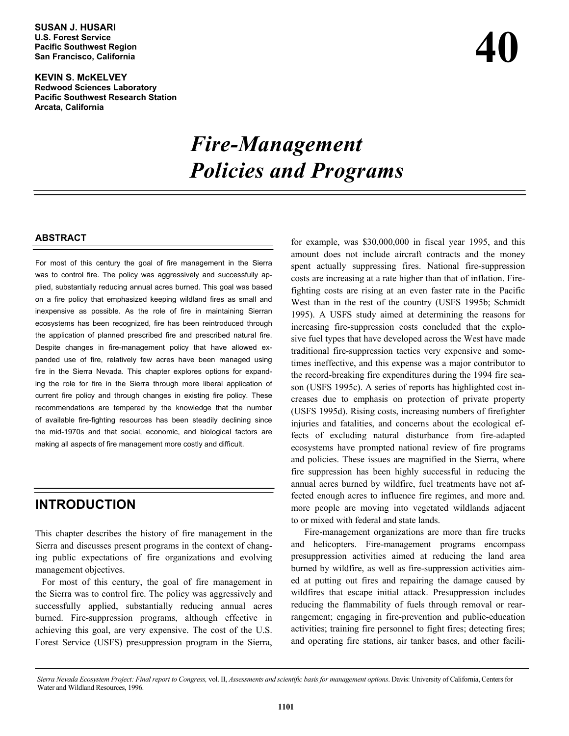**SUSAN J. HUSARI**
**U.S. Forest Service**
**Pacific Southwest Region**
**San Francisco, California**

**KEVIN S. McKELVEY**
**Redwood Sciences Laboratory**
**Pacific Southwest Research Station**
**Arcata, California**

**40**

# *Fire-Management Policies and Programs*

## ABSTRACT

For most of this century the goal of fire management in the Sierra was to control fire. The policy was aggressively and successfully applied, substantially reducing annual acres burned. This goal was based on a fire policy that emphasized keeping wildland fires as small and inexpensive as possible. As the role of fire in maintaining Sierran ecosystems has been recognized, fire has been reintroduced through the application of planned prescribed fire and prescribed natural fire. Despite changes in fire-management policy that have allowed expanded use of fire, relatively few acres have been managed using fire in the Sierra Nevada. This chapter explores options for expanding the role for fire in the Sierra through more liberal application of current fire policy and through changes in existing fire policy. These recommendations are tempered by the knowledge that the number of available fire-fighting resources has been steadily declining since the mid-1970s and that social, economic, and biological factors are making all aspects of fire management more costly and difficult.

## INTRODUCTION

This chapter describes the history of fire management in the Sierra and discusses present programs in the context of changing public expectations of fire organizations and evolving management objectives.

For most of this century, the goal of fire management in the Sierra was to control fire. The policy was aggressively and successfully applied, substantially reducing annual acres burned. Fire-suppression programs, although effective in achieving this goal, are very expensive. The cost of the U.S. Forest Service (USFS) presuppression program in the Sierra, for example, was $30,000,000 in fiscal year 1995, and this amount does not include aircraft contracts and the money spent actually suppressing fires. National fire-suppression costs are increasing at a rate higher than that of inflation. Fire-fighting costs are rising at an even faster rate in the Pacific West than in the rest of the country (USFS 1995b; Schmidt 1995). A USFS study aimed at determining the reasons for increasing fire-suppression costs concluded that the explosive fuel types that have developed across the West have made traditional fire-suppression tactics very expensive and sometimes ineffective, and this expense was a major contributor to the record-breaking fire expenditures during the 1994 fire season (USFS 1995c). A series of reports has highlighted cost increases due to emphasis on protection of private property (USFS 1995d). Rising costs, increasing numbers of firefighter injuries and fatalities, and concerns about the ecological effects of excluding natural disturbance from fire-adapted ecosystems have prompted national review of fire programs and policies. These issues are magnified in the Sierra, where fire suppression has been highly successful in reducing the annual acres burned by wildfire, fuel treatments have not affected enough acres to influence fire regimes, and more and. more people are moving into vegetated wildlands adjacent to or mixed with federal and state lands.

Fire-management organizations are more than fire trucks and helicopters. Fire-management programs encompass presuppression activities aimed at reducing the land area burned by wildfire, as well as fire-suppression activities aimed at putting out fires and repairing the damage caused by wildfires that escape initial attack. Presuppression includes reducing the flammability of fuels through removal or rearrangement; engaging in fire-prevention and public-education activities; training fire personnel to fight fires; detecting fires; and operating fire stations, air tanker bases, and other facili-

*Sierra Nevada Ecosystem Project: Final report to Congress,* vol. II, *Assessments and scientific basis for management options*. Davis: University of California, Centers for Water and Wildland Resources, 1996.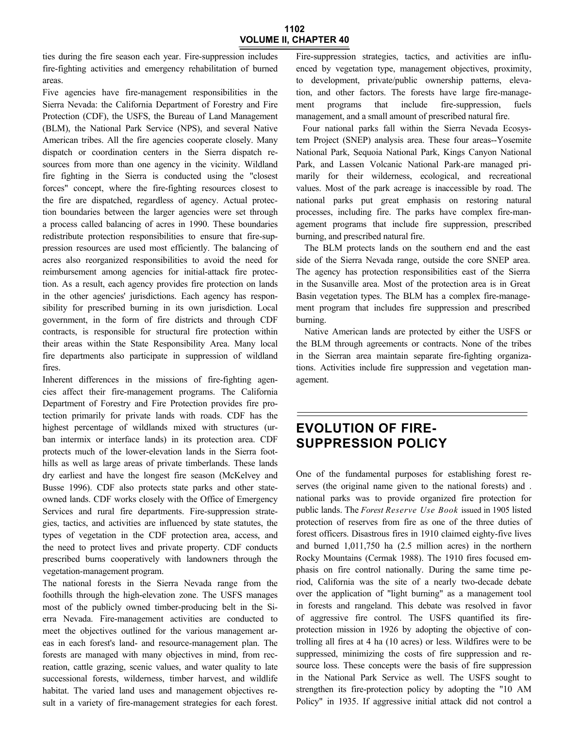ties during the fire season each year. Fire-suppression includes fire-fighting activities and emergency rehabilitation of burned areas.

Five agencies have fire-management responsibilities in the Sierra Nevada: the California Department of Forestry and Fire Protection (CDF), the USFS, the Bureau of Land Management (BLM), the National Park Service (NPS), and several Native American tribes. All the fire agencies cooperate closely. Many dispatch or coordination centers in the Sierra dispatch resources from more than one agency in the vicinity. Wildland fire fighting in the Sierra is conducted using the "closest forces" concept, where the fire-fighting resources closest to the fire are dispatched, regardless of agency. Actual protection boundaries between the larger agencies were set through a process called balancing of acres in 1990. These boundaries redistribute protection responsibilities to ensure that fire-suppression resources are used most efficiently. The balancing of acres also reorganized responsibilities to avoid the need for reimbursement among agencies for initial-attack fire protection. As a result, each agency provides fire protection on lands in the other agencies' jurisdictions. Each agency has responsibility for prescribed burning in its own jurisdiction. Local government, in the form of fire districts and through CDF contracts, is responsible for structural fire protection within their areas within the State Responsibility Area. Many local fire departments also participate in suppression of wildland fires.

Inherent differences in the missions of fire-fighting agencies affect their fire-management programs. The California Department of Forestry and Fire Protection provides fire protection primarily for private lands with roads. CDF has the highest percentage of wildlands mixed with structures (urban intermix or interface lands) in its protection area. CDF protects much of the lower-elevation lands in the Sierra foothills as well as large areas of private timberlands. These lands dry earliest and have the longest fire season (McKelvey and Busse 1996). CDF also protects state parks and other state-owned lands. CDF works closely with the Office of Emergency Services and rural fire departments. Fire-suppression strategies, tactics, and activities are influenced by state statutes, the types of vegetation in the CDF protection area, access, and the need to protect lives and private property. CDF conducts prescribed burns cooperatively with landowners through the vegetation-management program.

The national forests in the Sierra Nevada range from the foothills through the high-elevation zone. The USFS manages most of the publicly owned timber-producing belt in the Sierra Nevada. Fire-management activities are conducted to meet the objectives outlined for the various management areas in each forest's land- and resource-management plan. The forests are managed with many objectives in mind, from recreation, cattle grazing, scenic values, and water quality to late successional forests, wilderness, timber harvest, and wildlife habitat. The varied land uses and management objectives result in a variety of fire-management strategies for each forest. Fire-suppression strategies, tactics, and activities are influenced by vegetation type, management objectives, proximity, to development, private/public ownership patterns, elevation, and other factors. The forests have large fire-management programs that include fire-suppression, fuels management, and a small amount of prescribed natural fire.

Four national parks fall within the Sierra Nevada Ecosystem Project (SNEP) analysis area. These four areas--Yosemite National Park, Sequoia National Park, Kings Canyon National Park, and Lassen Volcanic National Park-are managed primarily for their wilderness, ecological, and recreational values. Most of the park acreage is inaccessible by road. The national parks put great emphasis on restoring natural processes, including fire. The parks have complex fire-management programs that include fire suppression, prescribed burning, and prescribed natural fire.

The BLM protects lands on the southern end and the east side of the Sierra Nevada range, outside the core SNEP area. The agency has protection responsibilities east of the Sierra in the Susanville area. Most of the protection area is in Great Basin vegetation types. The BLM has a complex fire-management program that includes fire suppression and prescribed burning.

Native American lands are protected by either the USFS or the BLM through agreements or contracts. None of the tribes in the Sierran area maintain separate fire-fighting organizations. Activities include fire suppression and vegetation management.

## EVOLUTION OF FIRE-SUPPRESSION POLICY

One of the fundamental purposes for establishing forest reserves (the original name given to the national forests) and . national parks was to provide organized fire protection for public lands. The *Forest Reserve Use Book* issued in 1905 listed protection of reserves from fire as one of the three duties of forest officers. Disastrous fires in 1910 claimed eighty-five lives and burned 1,011,750 ha (2.5 million acres) in the northern Rocky Mountains (Cermak 1988). The 1910 fires focused emphasis on fire control nationally. During the same time period, California was the site of a nearly two-decade debate over the application of "light burning" as a management tool in forests and rangeland. This debate was resolved in favor of aggressive fire control. The USFS quantified its fire-protection mission in 1926 by adopting the objective of controlling all fires at 4 ha (10 acres) or less. Wildfires were to be suppressed, minimizing the costs of fire suppression and resource loss. These concepts were the basis of fire suppression in the National Park Service as well. The USFS sought to strengthen its fire-protection policy by adopting the "10 AM Policy" in 1935. If aggressive initial attack did not control a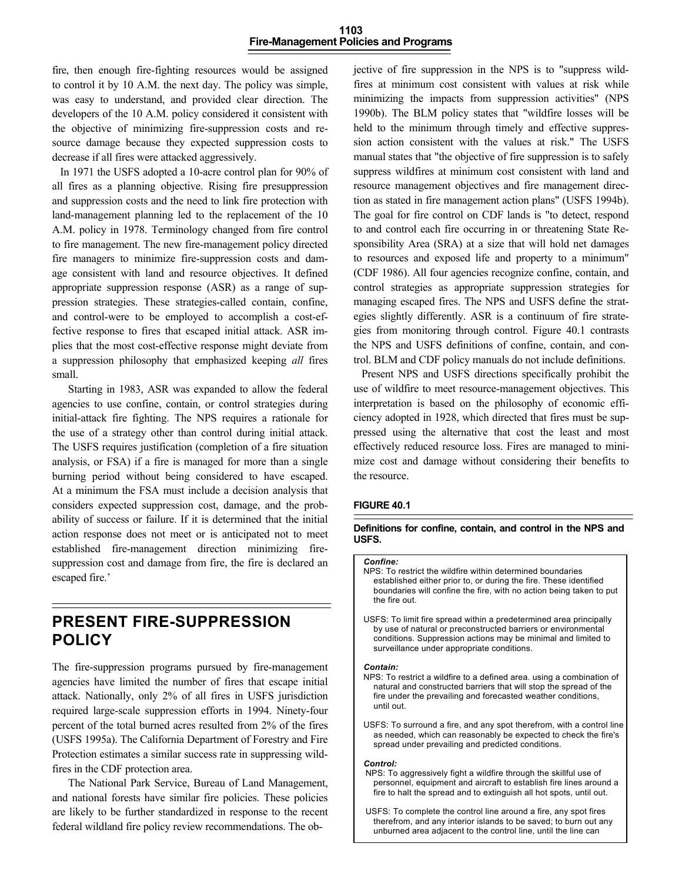fire, then enough fire-fighting resources would be assigned to control it by 10 A.M. the next day. The policy was simple, was easy to understand, and provided clear direction. The developers of the 10 A.M. policy considered it consistent with the objective of minimizing fire-suppression costs and resource damage because they expected suppression costs to decrease if all fires were attacked aggressively.

In 1971 the USFS adopted a 10-acre control plan for 90% of all fires as a planning objective. Rising fire presuppression and suppression costs and the need to link fire protection with land-management planning led to the replacement of the 10 A.M. policy in 1978. Terminology changed from fire control to fire management. The new fire-management policy directed fire managers to minimize fire-suppression costs and damage consistent with land and resource objectives. It defined appropriate suppression response (ASR) as a range of suppression strategies. These strategies-called contain, confine, and control-were to be employed to accomplish a cost-effective response to fires that escaped initial attack. ASR implies that the most cost-effective response might deviate from a suppression philosophy that emphasized keeping *all* fires small.

Starting in 1983, ASR was expanded to allow the federal agencies to use confine, contain, or control strategies during initial-attack fire fighting. The NPS requires a rationale for the use of a strategy other than control during initial attack. The USFS requires justification (completion of a fire situation analysis, or FSA) if a fire is managed for more than a single burning period without being considered to have escaped. At a minimum the FSA must include a decision analysis that considers expected suppression cost, damage, and the probability of success or failure. If it is determined that the initial action response does not meet or is anticipated not to meet established fire-management direction minimizing fire-suppression cost and damage from fire, the fire is declared an escaped fire.'

## PRESENT FIRE-SUPPRESSION POLICY

The fire-suppression programs pursued by fire-management agencies have limited the number of fires that escape initial attack. Nationally, only 2% of all fires in USFS jurisdiction required large-scale suppression efforts in 1994. Ninety-four percent of the total burned acres resulted from 2% of the fires (USFS 1995a). The California Department of Forestry and Fire Protection estimates a similar success rate in suppressing wildfires in the CDF protection area.

The National Park Service, Bureau of Land Management, and national forests have similar fire policies. These policies are likely to be further standardized in response to the recent federal wildland fire policy review recommendations. The objective of fire suppression in the NPS is to "suppress wildfires at minimum cost consistent with values at risk while minimizing the impacts from suppression activities" (NPS 1990b). The BLM policy states that "wildfire losses will be held to the minimum through timely and effective suppression action consistent with the values at risk." The USFS manual states that "the objective of fire suppression is to safely suppress wildfires at minimum cost consistent with land and resource management objectives and fire management direction as stated in fire management action plans" (USFS 1994b). The goal for fire control on CDF lands is "to detect, respond to and control each fire occurring in or threatening State Responsibility Area (SRA) at a size that will hold net damages to resources and exposed life and property to a minimum" (CDF 1986). All four agencies recognize confine, contain, and control strategies as appropriate suppression strategies for managing escaped fires. The NPS and USFS define the strategies slightly differently. ASR is a continuum of fire strategies from monitoring through control. Figure 40.1 contrasts the NPS and USFS definitions of confine, contain, and control. BLM and CDF policy manuals do not include definitions.

Present NPS and USFS directions specifically prohibit the use of wildfire to meet resource-management objectives. This interpretation is based on the philosophy of economic efficiency adopted in 1928, which directed that fires must be suppressed using the alternative that cost the least and most effectively reduced resource loss. Fires are managed to minimize cost and damage without considering their benefits to the resource.

**FIGURE 40.1**

**Definitions for confine, contain, and control in the NPS and USFS.**

***Confine:***

NPS: To restrict the wildfire within determined boundaries established either prior to, or during the fire. These identified boundaries will confine the fire, with no action being taken to put the fire out.

USFS: To limit fire spread within a predetermined area principally by use of natural or preconstructed barriers or environmental conditions. Suppression actions may be minimal and limited to surveillance under appropriate conditions.

***Contain:***

NPS: To restrict a wildfire to a defined area. using a combination of natural and constructed barriers that will stop the spread of the fire under the prevailing and forecasted weather conditions, until out.

USFS: To surround a fire, and any spot therefrom, with a control line as needed, which can reasonably be expected to check the fire's spread under prevailing and predicted conditions.

***Control:***

NPS: To aggressively fight a wildfire through the skillful use of personnel, equipment and aircraft to establish fire lines around a fire to halt the spread and to extinguish all hot spots, until out.

USFS: To complete the control line around a fire, any spot fires therefrom, and any interior islands to be saved; to burn out any unburned area adjacent to the control line, until the line can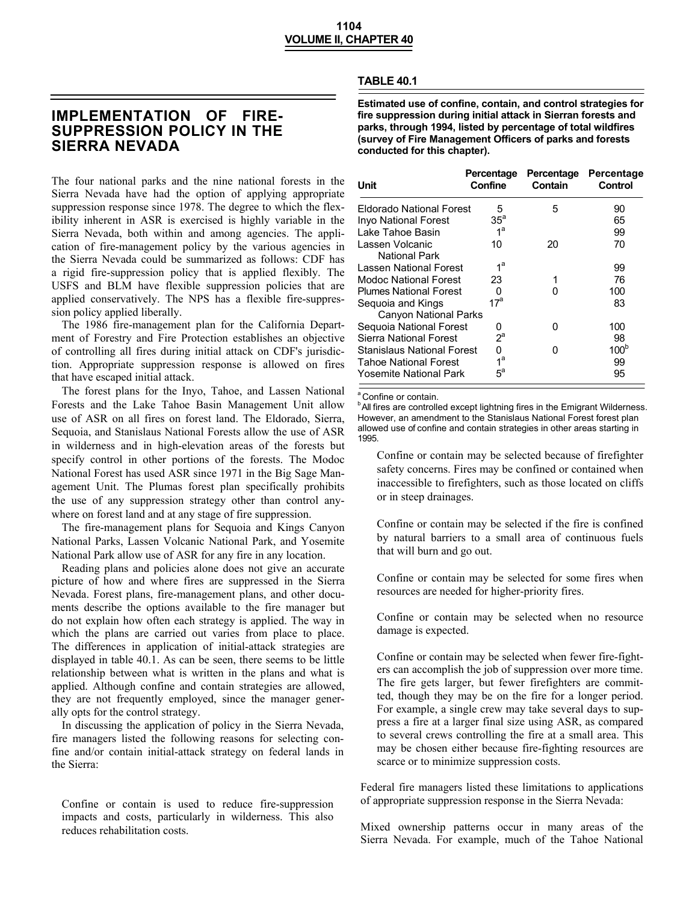## IMPLEMENTATION OF FIRE-SUPPRESSION POLICY IN THE SIERRA NEVADA

The four national parks and the nine national forests in the Sierra Nevada have had the option of applying appropriate suppression response since 1978. The degree to which the flexibility inherent in ASR is exercised is highly variable in the Sierra Nevada, both within and among agencies. The application of fire-management policy by the various agencies in the Sierra Nevada could be summarized as follows: CDF has a rigid fire-suppression policy that is applied flexibly. The USFS and BLM have flexible suppression policies that are applied conservatively. The NPS has a flexible fire-suppression policy applied liberally.

The 1986 fire-management plan for the California Department of Forestry and Fire Protection establishes an objective of controlling all fires during initial attack on CDF's jurisdiction. Appropriate suppression response is allowed on fires that have escaped initial attack.

The forest plans for the Inyo, Tahoe, and Lassen National Forests and the Lake Tahoe Basin Management Unit allow use of ASR on all fires on forest land. The Eldorado, Sierra, Sequoia, and Stanislaus National Forests allow the use of ASR in wilderness and in high-elevation areas of the forests but specify control in other portions of the forests. The Modoc National Forest has used ASR since 1971 in the Big Sage Management Unit. The Plumas forest plan specifically prohibits the use of any suppression strategy other than control anywhere on forest land and at any stage of fire suppression.

The fire-management plans for Sequoia and Kings Canyon National Parks, Lassen Volcanic National Park, and Yosemite National Park allow use of ASR for any fire in any location.

Reading plans and policies alone does not give an accurate picture of how and where fires are suppressed in the Sierra Nevada. Forest plans, fire-management plans, and other documents describe the options available to the fire manager but do not explain how often each strategy is applied. The way in which the plans are carried out varies from place to place. The differences in application of initial-attack strategies are displayed in table 40.1. As can be seen, there seems to be little relationship between what is written in the plans and what is applied. Although confine and contain strategies are allowed, they are not frequently employed, since the manager generally opts for the control strategy.

In discussing the application of policy in the Sierra Nevada, fire managers listed the following reasons for selecting confine and/or contain initial-attack strategy on federal lands in the Sierra:

**TABLE 40.1**

**Estimated use of confine, contain, and control strategies for fire suppression during initial attack in Sierran forests and parks, through 1994, listed by percentage of total wildfires (survey of Fire Management Officers of parks and forests conducted for this chapter).**

| Unit | Percentage Confine | Percentage Contain | Percentage Control |
|---|---|---|---|
| Eldorado National Forest | 5 | 5 | 90 |
| Inyo National Forest | 35[a] | | 65 |
| Lake Tahoe Basin | 1[a] | | 99 |
| Lassen Volcanic National Park | 10 | 20 | 70 |
| Lassen National Forest | 1[a] | | 99 |
| Modoc National Forest | 23 | 1 | 76 |
| Plumes National Forest | 0 | 0 | 100 |
| Sequoia and Kings Canyon National Parks | 17[a] | | 83 |
| Sequoia National Forest | 0 | 0 | 100 |
| Sierra National Forest | 2[a] | | 98 |
| Stanislaus National Forest | 0 | 0 | 100[b] |
| Tahoe National Forest | 1[a] | | 99 |
| Yosemite National Park | 5[a] | | 95 |

[a] Confine or contain.
[b] All fires are controlled except lightning fires in the Emigrant Wilderness. However, an amendment to the Stanislaus National Forest forest plan allowed use of confine and contain strategies in other areas starting in 1995.

Confine or contain is used to reduce fire-suppression impacts and costs, particularly in wilderness. This also reduces rehabilitation costs.

Confine or contain may be selected because of firefighter safety concerns. Fires may be confined or contained when inaccessible to firefighters, such as those located on cliffs or in steep drainages.

Confine or contain may be selected if the fire is confined by natural barriers to a small area of continuous fuels that will burn and go out.

Confine or contain may be selected for some fires when resources are needed for higher-priority fires.

Confine or contain may be selected when no resource damage is expected.

Confine or contain may be selected when fewer fire-fighters can accomplish the job of suppression over more time. The fire gets larger, but fewer firefighters are committed, though they may be on the fire for a longer period. For example, a single crew may take several days to suppress a fire at a larger final size using ASR, as compared to several crews controlling the fire at a small area. This may be chosen either because fire-fighting resources are scarce or to minimize suppression costs.

Federal fire managers listed these limitations to applications of appropriate suppression response in the Sierra Nevada:

Mixed ownership patterns occur in many areas of the Sierra Nevada. For example, much of the Tahoe National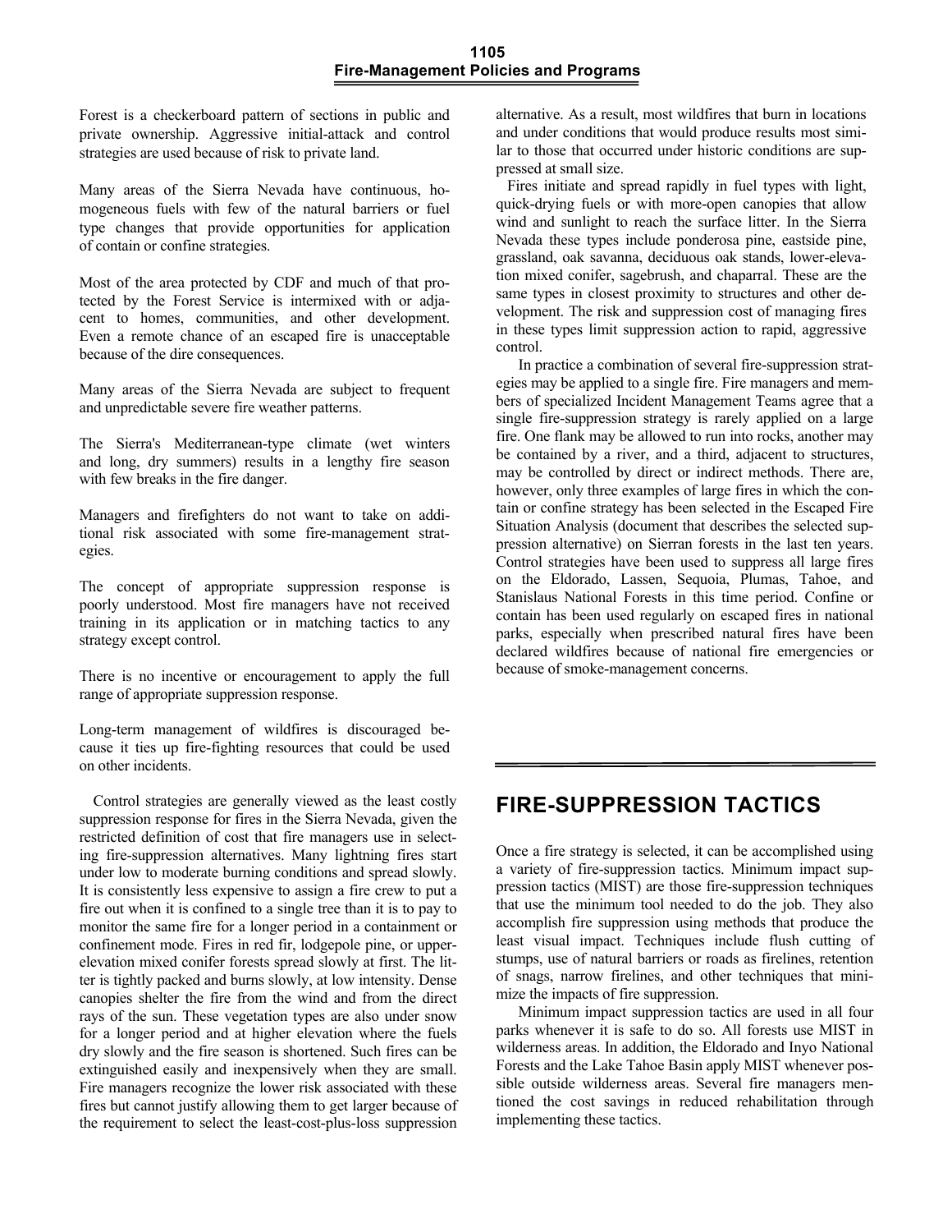Forest is a checkerboard pattern of sections in public and private ownership. Aggressive initial-attack and control strategies are used because of risk to private land.

Many areas of the Sierra Nevada have continuous, homogeneous fuels with few of the natural barriers or fuel type changes that provide opportunities for application of contain or confine strategies.

Most of the area protected by CDF and much of that protected by the Forest Service is intermixed with or adjacent to homes, communities, and other development. Even a remote chance of an escaped fire is unacceptable because of the dire consequences.

Many areas of the Sierra Nevada are subject to frequent and unpredictable severe fire weather patterns.

The Sierra's Mediterranean-type climate (wet winters and long, dry summers) results in a lengthy fire season with few breaks in the fire danger.

Managers and firefighters do not want to take on additional risk associated with some fire-management strategies.

The concept of appropriate suppression response is poorly understood. Most fire managers have not received training in its application or in matching tactics to any strategy except control.

There is no incentive or encouragement to apply the full range of appropriate suppression response.

Long-term management of wildfires is discouraged because it ties up fire-fighting resources that could be used on other incidents.

Control strategies are generally viewed as the least costly suppression response for fires in the Sierra Nevada, given the restricted definition of cost that fire managers use in selecting fire-suppression alternatives. Many lightning fires start under low to moderate burning conditions and spread slowly. It is consistently less expensive to assign a fire crew to put a fire out when it is confined to a single tree than it is to pay to monitor the same fire for a longer period in a containment or confinement mode. Fires in red fir, lodgepole pine, or upper-elevation mixed conifer forests spread slowly at first. The litter is tightly packed and burns slowly, at low intensity. Dense canopies shelter the fire from the wind and from the direct rays of the sun. These vegetation types are also under snow for a longer period and at higher elevation where the fuels dry slowly and the fire season is shortened. Such fires can be extinguished easily and inexpensively when they are small. Fire managers recognize the lower risk associated with these fires but cannot justify allowing them to get larger because of the requirement to select the least-cost-plus-loss suppression alternative. As a result, most wildfires that burn in locations and under conditions that would produce results most similar to those that occurred under historic conditions are suppressed at small size.

Fires initiate and spread rapidly in fuel types with light, quick-drying fuels or with more-open canopies that allow wind and sunlight to reach the surface litter. In the Sierra Nevada these types include ponderosa pine, eastside pine, grassland, oak savanna, deciduous oak stands, lower-elevation mixed conifer, sagebrush, and chaparral. These are the same types in closest proximity to structures and other development. The risk and suppression cost of managing fires in these types limit suppression action to rapid, aggressive control.

In practice a combination of several fire-suppression strategies may be applied to a single fire. Fire managers and members of specialized Incident Management Teams agree that a single fire-suppression strategy is rarely applied on a large fire. One flank may be allowed to run into rocks, another may be contained by a river, and a third, adjacent to structures, may be controlled by direct or indirect methods. There are, however, only three examples of large fires in which the contain or confine strategy has been selected in the Escaped Fire Situation Analysis (document that describes the selected suppression alternative) on Sierran forests in the last ten years. Control strategies have been used to suppress all large fires on the Eldorado, Lassen, Sequoia, Plumas, Tahoe, and Stanislaus National Forests in this time period. Confine or contain has been used regularly on escaped fires in national parks, especially when prescribed natural fires have been declared wildfires because of national fire emergencies or because of smoke-management concerns.

## FIRE-SUPPRESSION TACTICS

Once a fire strategy is selected, it can be accomplished using a variety of fire-suppression tactics. Minimum impact suppression tactics (MIST) are those fire-suppression techniques that use the minimum tool needed to do the job. They also accomplish fire suppression using methods that produce the least visual impact. Techniques include flush cutting of stumps, use of natural barriers or roads as firelines, retention of snags, narrow firelines, and other techniques that minimize the impacts of fire suppression.

Minimum impact suppression tactics are used in all four parks whenever it is safe to do so. All forests use MIST in wilderness areas. In addition, the Eldorado and Inyo National Forests and the Lake Tahoe Basin apply MIST whenever possible outside wilderness areas. Several fire managers mentioned the cost savings in reduced rehabilitation through implementing these tactics.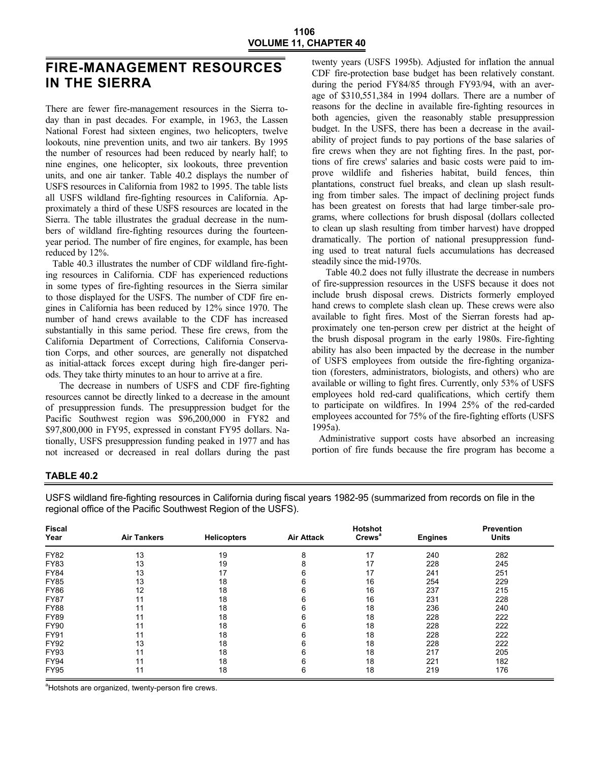# FIRE-MANAGEMENT RESOURCES IN THE SIERRA

There are fewer fire-management resources in the Sierra today than in past decades. For example, in 1963, the Lassen National Forest had sixteen engines, two helicopters, twelve lookouts, nine prevention units, and two air tankers. By 1995 the number of resources had been reduced by nearly half; to nine engines, one helicopter, six lookouts, three prevention units, and one air tanker. Table 40.2 displays the number of USFS resources in California from 1982 to 1995. The table lists all USFS wildland fire-fighting resources in California. Approximately a third of these USFS resources are located in the Sierra. The table illustrates the gradual decrease in the numbers of wildland fire-fighting resources during the fourteen-year period. The number of fire engines, for example, has been reduced by 12%.

Table 40.3 illustrates the number of CDF wildland fire-fighting resources in California. CDF has experienced reductions in some types of fire-fighting resources in the Sierra similar to those displayed for the USFS. The number of CDF fire engines in California has been reduced by 12% since 1970. The number of hand crews available to the CDF has increased substantially in this same period. These fire crews, from the California Department of Corrections, California Conservation Corps, and other sources, are generally not dispatched as initial-attack forces except during high fire-danger periods. They take thirty minutes to an hour to arrive at a fire.

The decrease in numbers of USFS and CDF fire-fighting resources cannot be directly linked to a decrease in the amount of presuppression funds. The presuppression budget for the Pacific Southwest region was $96,200,000 in FY82 and $97,800,000 in FY95, expressed in constant FY95 dollars. Nationally, USFS presuppression funding peaked in 1977 and has not increased or decreased in real dollars during the past twenty years (USFS 1995b). Adjusted for inflation the annual CDF fire-protection base budget has been relatively constant. during the period FY84/85 through FY93/94, with an average of $310,551,384 in 1994 dollars. There are a number of reasons for the decline in available fire-fighting resources in both agencies, given the reasonably stable presuppression budget. In the USFS, there has been a decrease in the availability of project funds to pay portions of the base salaries of fire crews when they are not fighting fires. In the past, portions of fire crews' salaries and basic costs were paid to improve wildlife and fisheries habitat, build fences, thin plantations, construct fuel breaks, and clean up slash resulting from timber sales. The impact of declining project funds has been greatest on forests that had large timber-sale programs, where collections for brush disposal (dollars collected to clean up slash resulting from timber harvest) have dropped dramatically. The portion of national presuppression funding used to treat natural fuels accumulations has decreased steadily since the mid-1970s.

Table 40.2 does not fully illustrate the decrease in numbers of fire-suppression resources in the USFS because it does not include brush disposal crews. Districts formerly employed hand crews to complete slash clean up. These crews were also available to fight fires. Most of the Sierran forests had approximately one ten-person crew per district at the height of the brush disposal program in the early 1980s. Fire-fighting ability has also been impacted by the decrease in the number of USFS employees from outside the fire-fighting organization (foresters, administrators, biologists, and others) who are available or willing to fight fires. Currently, only 53% of USFS employees hold red-card qualifications, which certify them to participate on wildfires. In 1994 25% of the red-carded employees accounted for 75% of the fire-fighting efforts (USFS 1995a).

Administrative support costs have absorbed an increasing portion of fire funds because the fire program has become a

**TABLE 40.2**

USFS wildland fire-fighting resources in California during fiscal years 1982-95 (summarized from records on file in the regional office of the Pacific Southwest Region of the USFS).

| Fiscal Year | Air Tankers | Helicopters | Air Attack | Hotshot Crews[a] | Engines | Prevention Units |
|---|---|---|---|---|---|---|
| FY82 | 13 | 19 | 8 | 17 | 240 | 282 |
| FY83 | 13 | 19 | 8 | 17 | 228 | 245 |
| FY84 | 13 | 17 | 6 | 17 | 241 | 251 |
| FY85 | 13 | 18 | 6 | 16 | 254 | 229 |
| FY86 | 12 | 18 | 6 | 16 | 237 | 215 |
| FY87 | 11 | 18 | 6 | 16 | 231 | 228 |
| FY88 | 11 | 18 | 6 | 18 | 236 | 240 |
| FY89 | 11 | 18 | 6 | 18 | 228 | 222 |
| FY90 | 11 | 18 | 6 | 18 | 228 | 222 |
| FY91 | 11 | 18 | 6 | 18 | 228 | 222 |
| FY92 | 13 | 18 | 6 | 18 | 228 | 222 |
| FY93 | 11 | 18 | 6 | 18 | 217 | 205 |
| FY94 | 11 | 18 | 6 | 18 | 221 | 182 |
| FY95 | 11 | 18 | 6 | 18 | 219 | 176 |

[a]Hotshots are organized, twenty-person fire crews.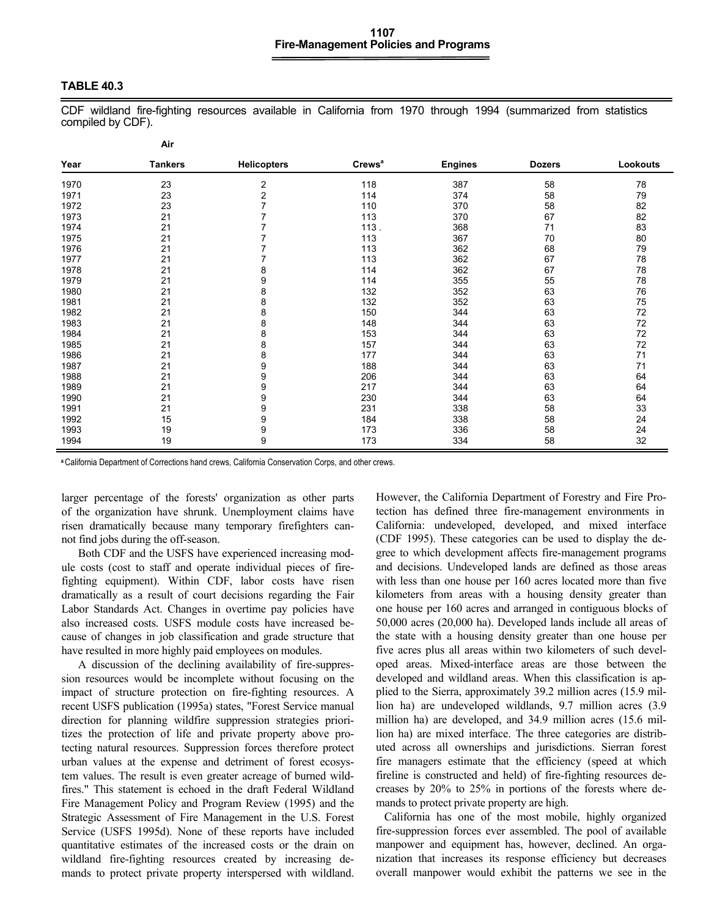### TABLE 40.3

CDF wildland fire-fighting resources available in California from 1970 through 1994 (summarized from statistics compiled by CDF).

| Year | Air Tankers | Helicopters | Crews[a] | Engines | Dozers | Lookouts |
|---|---|---|---|---|---|---|
| 1970 | 23 | 2 | 118 | 387 | 58 | 78 |
| 1971 | 23 | 2 | 114 | 374 | 58 | 79 |
| 1972 | 23 | 7 | 110 | 370 | 58 | 82 |
| 1973 | 21 | 7 | 113 | 370 | 67 | 82 |
| 1974 | 21 | 7 | 113 . | 368 | 71 | 83 |
| 1975 | 21 | 7 | 113 | 367 | 70 | 80 |
| 1976 | 21 | 7 | 113 | 362 | 68 | 79 |
| 1977 | 21 | 7 | 113 | 362 | 67 | 78 |
| 1978 | 21 | 8 | 114 | 362 | 67 | 78 |
| 1979 | 21 | 9 | 114 | 355 | 55 | 78 |
| 1980 | 21 | 8 | 132 | 352 | 63 | 76 |
| 1981 | 21 | 8 | 132 | 352 | 63 | 75 |
| 1982 | 21 | 8 | 150 | 344 | 63 | 72 |
| 1983 | 21 | 8 | 148 | 344 | 63 | 72 |
| 1984 | 21 | 8 | 153 | 344 | 63 | 72 |
| 1985 | 21 | 8 | 157 | 344 | 63 | 72 |
| 1986 | 21 | 8 | 177 | 344 | 63 | 71 |
| 1987 | 21 | 9 | 188 | 344 | 63 | 71 |
| 1988 | 21 | 9 | 206 | 344 | 63 | 64 |
| 1989 | 21 | 9 | 217 | 344 | 63 | 64 |
| 1990 | 21 | 9 | 230 | 344 | 63 | 64 |
| 1991 | 21 | 9 | 231 | 338 | 58 | 33 |
| 1992 | 15 | 9 | 184 | 338 | 58 | 24 |
| 1993 | 19 | 9 | 173 | 336 | 58 | 24 |
| 1994 | 19 | 9 | 173 | 334 | 58 | 32 |

[a] California Department of Corrections hand crews, California Conservation Corps, and other crews.

larger percentage of the forests' organization as other parts of the organization have shrunk. Unemployment claims have risen dramatically because many temporary firefighters cannot find jobs during the off-season.

Both CDF and the USFS have experienced increasing module costs (cost to staff and operate individual pieces of fire-fighting equipment). Within CDF, labor costs have risen dramatically as a result of court decisions regarding the Fair Labor Standards Act. Changes in overtime pay policies have also increased costs. USFS module costs have increased because of changes in job classification and grade structure that have resulted in more highly paid employees on modules.

A discussion of the declining availability of fire-suppression resources would be incomplete without focusing on the impact of structure protection on fire-fighting resources. A recent USFS publication (1995a) states, "Forest Service manual direction for planning wildfire suppression strategies prioritizes the protection of life and private property above protecting natural resources. Suppression forces therefore protect urban values at the expense and detriment of forest ecosystem values. The result is even greater acreage of burned wildfires." This statement is echoed in the draft Federal Wildland Fire Management Policy and Program Review (1995) and the Strategic Assessment of Fire Management in the U.S. Forest Service (USFS 1995d). None of these reports have included quantitative estimates of the increased costs or the drain on wildland fire-fighting resources created by increasing demands to protect private property interspersed with wildland. However, the California Department of Forestry and Fire Protection has defined three fire-management environments in California: undeveloped, developed, and mixed interface (CDF 1995). These categories can be used to display the degree to which development affects fire-management programs and decisions. Undeveloped lands are defined as those areas with less than one house per 160 acres located more than five kilometers from areas with a housing density greater than one house per 160 acres and arranged in contiguous blocks of 50,000 acres (20,000 ha). Developed lands include all areas of the state with a housing density greater than one house per five acres plus all areas within two kilometers of such developed areas. Mixed-interface areas are those between the developed and wildland areas. When this classification is applied to the Sierra, approximately 39.2 million acres (15.9 million ha) are undeveloped wildlands, 9.7 million acres (3.9 million ha) are developed, and 34.9 million acres (15.6 million ha) are mixed interface. The three categories are distributed across all ownerships and jurisdictions. Sierran forest fire managers estimate that the efficiency (speed at which fireline is constructed and held) of fire-fighting resources decreases by 20% to 25% in portions of the forests where demands to protect private property are high.

California has one of the most mobile, highly organized fire-suppression forces ever assembled. The pool of available manpower and equipment has, however, declined. An organization that increases its response efficiency but decreases overall manpower would exhibit the patterns we see in the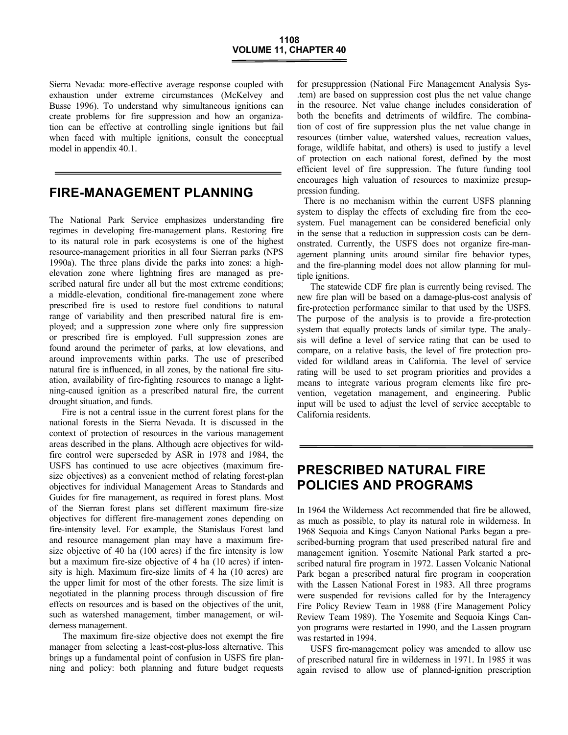Sierra Nevada: more-effective average response coupled with exhaustion under extreme circumstances (McKelvey and Busse 1996). To understand why simultaneous ignitions can create problems for fire suppression and how an organization can be effective at controlling single ignitions but fail when faced with multiple ignitions, consult the conceptual model in appendix 40.1.

## FIRE-MANAGEMENT PLANNING

The National Park Service emphasizes understanding fire regimes in developing fire-management plans. Restoring fire to its natural role in park ecosystems is one of the highest resource-management priorities in all four Sierran parks (NPS 1990a). The three plans divide the parks into zones: a high-elevation zone where lightning fires are managed as prescribed natural fire under all but the most extreme conditions; a middle-elevation, conditional fire-management zone where prescribed fire is used to restore fuel conditions to natural range of variability and then prescribed natural fire is employed; and a suppression zone where only fire suppression or prescribed fire is employed. Full suppression zones are found around the perimeter of parks, at low elevations, and around improvements within parks. The use of prescribed natural fire is influenced, in all zones, by the national fire situation, availability of fire-fighting resources to manage a lightning-caused ignition as a prescribed natural fire, the current drought situation, and funds.

Fire is not a central issue in the current forest plans for the national forests in the Sierra Nevada. It is discussed in the context of protection of resources in the various management areas described in the plans. Although acre objectives for wildfire control were superseded by ASR in 1978 and 1984, the USFS has continued to use acre objectives (maximum fire-size objectives) as a convenient method of relating forest-plan objectives for individual Management Areas to Standards and Guides for fire management, as required in forest plans. Most of the Sierran forest plans set different maximum fire-size objectives for different fire-management zones depending on fire-intensity level. For example, the Stanislaus Forest land and resource management plan may have a maximum fire-size objective of 40 ha (100 acres) if the fire intensity is low but a maximum fire-size objective of 4 ha (10 acres) if intensity is high. Maximum fire-size limits of 4 ha (10 acres) are the upper limit for most of the other forests. The size limit is negotiated in the planning process through discussion of fire effects on resources and is based on the objectives of the unit, such as watershed management, timber management, or wilderness management.

The maximum fire-size objective does not exempt the fire manager from selecting a least-cost-plus-loss alternative. This brings up a fundamental point of confusion in USFS fire planning and policy: both planning and future budget requests for presuppression (National Fire Management Analysis System) are based on suppression cost plus the net value change in the resource. Net value change includes consideration of both the benefits and detriments of wildfire. The combination of cost of fire suppression plus the net value change in resources (timber value, watershed values, recreation values, forage, wildlife habitat, and others) is used to justify a level of protection on each national forest, defined by the most efficient level of fire suppression. The future funding tool encourages high valuation of resources to maximize presuppression funding.

There is no mechanism within the current USFS planning system to display the effects of excluding fire from the ecosystem. Fuel management can be considered beneficial only in the sense that a reduction in suppression costs can be demonstrated. Currently, the USFS does not organize fire-management planning units around similar fire behavior types, and the fire-planning model does not allow planning for multiple ignitions.

The statewide CDF fire plan is currently being revised. The new fire plan will be based on a damage-plus-cost analysis of fire-protection performance similar to that used by the USFS. The purpose of the analysis is to provide a fire-protection system that equally protects lands of similar type. The analysis will define a level of service rating that can be used to compare, on a relative basis, the level of fire protection provided for wildland areas in California. The level of service rating will be used to set program priorities and provides a means to integrate various program elements like fire prevention, vegetation management, and engineering. Public input will be used to adjust the level of service acceptable to California residents.

## PRESCRIBED NATURAL FIRE POLICIES AND PROGRAMS

In 1964 the Wilderness Act recommended that fire be allowed, as much as possible, to play its natural role in wilderness. In 1968 Sequoia and Kings Canyon National Parks began a prescribed-burning program that used prescribed natural fire and management ignition. Yosemite National Park started a prescribed natural fire program in 1972. Lassen Volcanic National Park began a prescribed natural fire program in cooperation with the Lassen National Forest in 1983. All three programs were suspended for revisions called for by the Interagency Fire Policy Review Team in 1988 (Fire Management Policy Review Team 1989). The Yosemite and Sequoia Kings Canyon programs were restarted in 1990, and the Lassen program was restarted in 1994.

USFS fire-management policy was amended to allow use of prescribed natural fire in wilderness in 1971. In 1985 it was again revised to allow use of planned-ignition prescription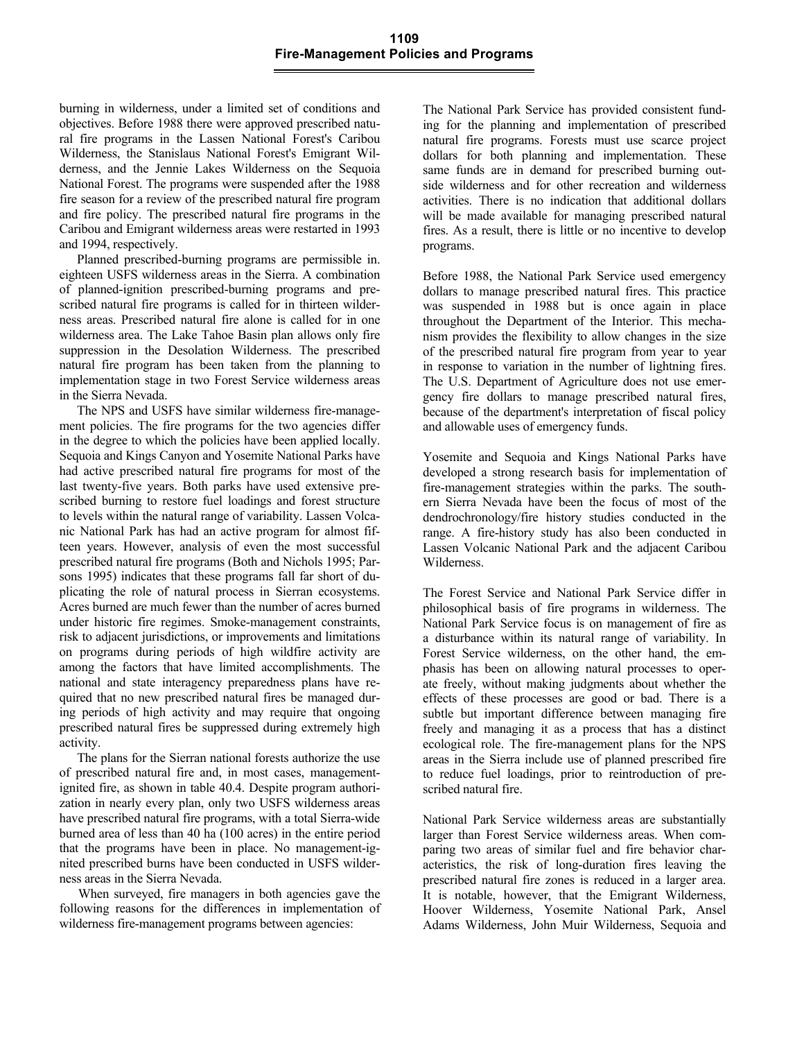burning in wilderness, under a limited set of conditions and objectives. Before 1988 there were approved prescribed natural fire programs in the Lassen National Forest's Caribou Wilderness, the Stanislaus National Forest's Emigrant Wilderness, and the Jennie Lakes Wilderness on the Sequoia National Forest. The programs were suspended after the 1988 fire season for a review of the prescribed natural fire program and fire policy. The prescribed natural fire programs in the Caribou and Emigrant wilderness areas were restarted in 1993 and 1994, respectively.

Planned prescribed-burning programs are permissible in. eighteen USFS wilderness areas in the Sierra. A combination of planned-ignition prescribed-burning programs and prescribed natural fire programs is called for in thirteen wilderness areas. Prescribed natural fire alone is called for in one wilderness area. The Lake Tahoe Basin plan allows only fire suppression in the Desolation Wilderness. The prescribed natural fire program has been taken from the planning to implementation stage in two Forest Service wilderness areas in the Sierra Nevada.

The NPS and USFS have similar wilderness fire-management policies. The fire programs for the two agencies differ in the degree to which the policies have been applied locally. Sequoia and Kings Canyon and Yosemite National Parks have had active prescribed natural fire programs for most of the last twenty-five years. Both parks have used extensive prescribed burning to restore fuel loadings and forest structure to levels within the natural range of variability. Lassen Volcanic National Park has had an active program for almost fifteen years. However, analysis of even the most successful prescribed natural fire programs (Both and Nichols 1995; Parsons 1995) indicates that these programs fall far short of duplicating the role of natural process in Sierran ecosystems. Acres burned are much fewer than the number of acres burned under historic fire regimes. Smoke-management constraints, risk to adjacent jurisdictions, or improvements and limitations on programs during periods of high wildfire activity are among the factors that have limited accomplishments. The national and state interagency preparedness plans have required that no new prescribed natural fires be managed during periods of high activity and may require that ongoing prescribed natural fires be suppressed during extremely high activity.

The plans for the Sierran national forests authorize the use of prescribed natural fire and, in most cases, management-ignited fire, as shown in table 40.4. Despite program authorization in nearly every plan, only two USFS wilderness areas have prescribed natural fire programs, with a total Sierra-wide burned area of less than 40 ha (100 acres) in the entire period that the programs have been in place. No management-ignited prescribed burns have been conducted in USFS wilderness areas in the Sierra Nevada.

When surveyed, fire managers in both agencies gave the following reasons for the differences in implementation of wilderness fire-management programs between agencies:

The National Park Service has provided consistent funding for the planning and implementation of prescribed natural fire programs. Forests must use scarce project dollars for both planning and implementation. These same funds are in demand for prescribed burning outside wilderness and for other recreation and wilderness activities. There is no indication that additional dollars will be made available for managing prescribed natural fires. As a result, there is little or no incentive to develop programs.

Before 1988, the National Park Service used emergency dollars to manage prescribed natural fires. This practice was suspended in 1988 but is once again in place throughout the Department of the Interior. This mechanism provides the flexibility to allow changes in the size of the prescribed natural fire program from year to year in response to variation in the number of lightning fires. The U.S. Department of Agriculture does not use emergency fire dollars to manage prescribed natural fires, because of the department's interpretation of fiscal policy and allowable uses of emergency funds.

Yosemite and Sequoia and Kings National Parks have developed a strong research basis for implementation of fire-management strategies within the parks. The southern Sierra Nevada have been the focus of most of the dendrochronology/fire history studies conducted in the range. A fire-history study has also been conducted in Lassen Volcanic National Park and the adjacent Caribou Wilderness.

The Forest Service and National Park Service differ in philosophical basis of fire programs in wilderness. The National Park Service focus is on management of fire as a disturbance within its natural range of variability. In Forest Service wilderness, on the other hand, the emphasis has been on allowing natural processes to operate freely, without making judgments about whether the effects of these processes are good or bad. There is a subtle but important difference between managing fire freely and managing it as a process that has a distinct ecological role. The fire-management plans for the NPS areas in the Sierra include use of planned prescribed fire to reduce fuel loadings, prior to reintroduction of prescribed natural fire.

National Park Service wilderness areas are substantially larger than Forest Service wilderness areas. When comparing two areas of similar fuel and fire behavior characteristics, the risk of long-duration fires leaving the prescribed natural fire zones is reduced in a larger area. It is notable, however, that the Emigrant Wilderness, Hoover Wilderness, Yosemite National Park, Ansel Adams Wilderness, John Muir Wilderness, Sequoia and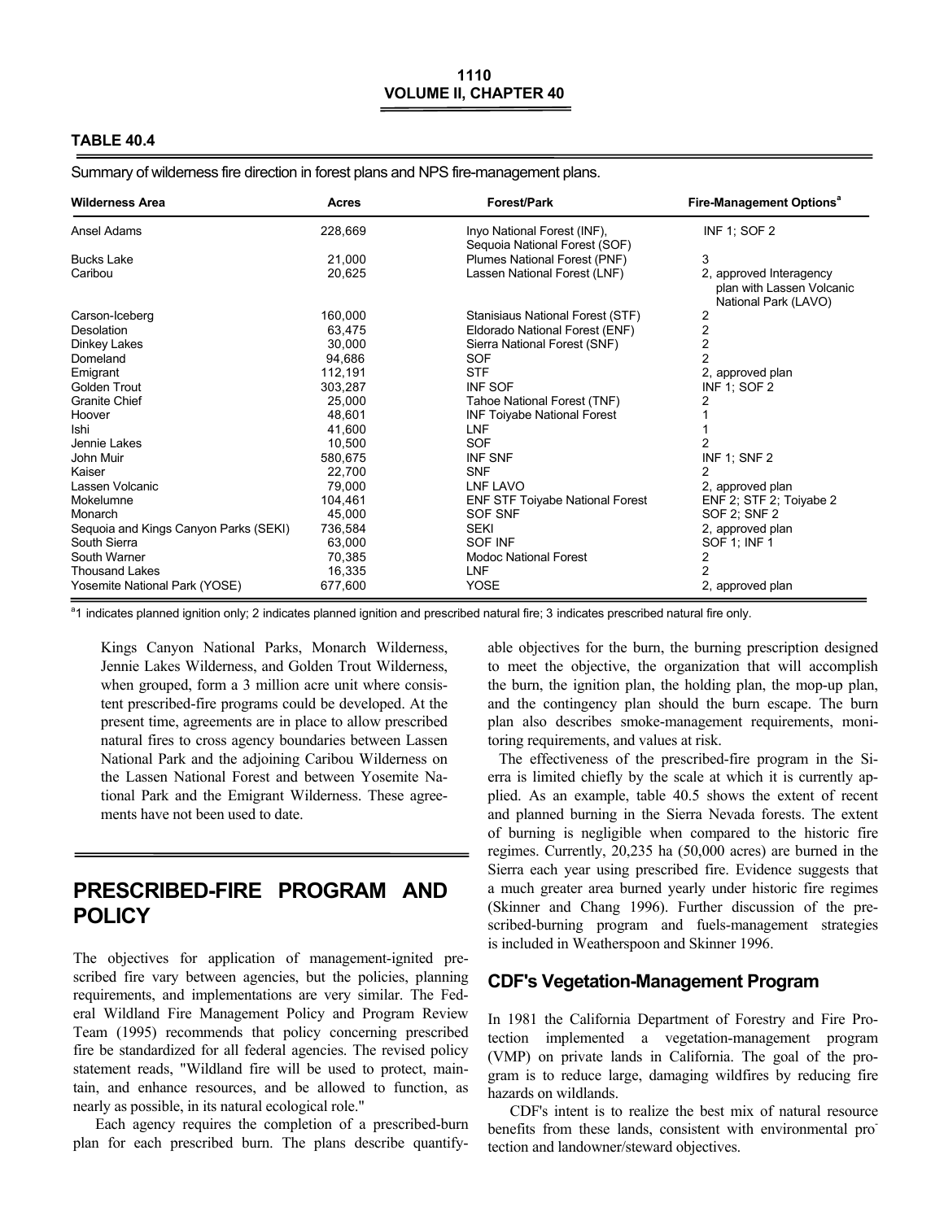**TABLE 40.4**

Summary of wilderness fire direction in forest plans and NPS fire-management plans.

| Wilderness Area | Acres | Forest/Park | Fire-Management Options[a] |
|---|---|---|---|
| Ansel Adams | 228,669 | Inyo National Forest (INF), Sequoia National Forest (SOF) | INF 1; SOF 2 |
| Bucks Lake | 21,000 | Plumes National Forest (PNF) | 3 |
| Caribou | 20,625 | Lassen National Forest (LNF) | 2, approved Interagency plan with Lassen Volcanic National Park (LAVO) |
| Carson-Iceberg | 160,000 | Stanisiaus National Forest (STF) | 2 |
| Desolation | 63,475 | Eldorado National Forest (ENF) | 2 |
| Dinkey Lakes | 30,000 | Sierra National Forest (SNF) | 2 |
| Domeland | 94,686 | SOF | 2 |
| Emigrant | 112,191 | STF | 2, approved plan |
| Golden Trout | 303,287 | INF SOF | INF 1; SOF 2 |
| Granite Chief | 25,000 | Tahoe National Forest (TNF) | 2 |
| Hoover | 48,601 | INF Toiyabe National Forest | 1 |
| Ishi | 41,600 | LNF | 1 |
| Jennie Lakes | 10,500 | SOF | 2 |
| John Muir | 580,675 | INF SNF | INF 1; SNF 2 |
| Kaiser | 22,700 | SNF | 2 |
| Lassen Volcanic | 79,000 | LNF LAVO | 2, approved plan |
| Mokelumne | 104,461 | ENF STF Toiyabe National Forest | ENF 2; STF 2; Toiyabe 2 |
| Monarch | 45,000 | SOF SNF | SOF 2; SNF 2 |
| Sequoia and Kings Canyon Parks (SEKI) | 736,584 | SEKI | 2, approved plan |
| South Sierra | 63,000 | SOF INF | SOF 1; INF 1 |
| South Warner | 70,385 | Modoc National Forest | 2 |
| Thousand Lakes | 16,335 | LNF | 2 |
| Yosemite National Park (YOSE) | 677,600 | YOSE | 2, approved plan |

[a]1 indicates planned ignition only; 2 indicates planned ignition and prescribed natural fire; 3 indicates prescribed natural fire only.

Kings Canyon National Parks, Monarch Wilderness, Jennie Lakes Wilderness, and Golden Trout Wilderness, when grouped, form a 3 million acre unit where consistent prescribed-fire programs could be developed. At the present time, agreements are in place to allow prescribed natural fires to cross agency boundaries between Lassen National Park and the adjoining Caribou Wilderness on the Lassen National Forest and between Yosemite National Park and the Emigrant Wilderness. These agreements have not been used to date.

## PRESCRIBED-FIRE PROGRAM AND POLICY

The objectives for application of management-ignited prescribed fire vary between agencies, but the policies, planning requirements, and implementations are very similar. The Federal Wildland Fire Management Policy and Program Review Team (1995) recommends that policy concerning prescribed fire be standardized for all federal agencies. The revised policy statement reads, "Wildland fire will be used to protect, maintain, and enhance resources, and be allowed to function, as nearly as possible, in its natural ecological role."

Each agency requires the completion of a prescribed-burn plan for each prescribed burn. The plans describe quantifiable objectives for the burn, the burning prescription designed to meet the objective, the organization that will accomplish the burn, the ignition plan, the holding plan, the mop-up plan, and the contingency plan should the burn escape. The burn plan also describes smoke-management requirements, monitoring requirements, and values at risk.

The effectiveness of the prescribed-fire program in the Sierra is limited chiefly by the scale at which it is currently applied. As an example, table 40.5 shows the extent of recent and planned burning in the Sierra Nevada forests. The extent of burning is negligible when compared to the historic fire regimes. Currently, 20,235 ha (50,000 acres) are burned in the Sierra each year using prescribed fire. Evidence suggests that a much greater area burned yearly under historic fire regimes (Skinner and Chang 1996). Further discussion of the prescribed-burning program and fuels-management strategies is included in Weatherspoon and Skinner 1996.

### CDF's Vegetation-Management Program

In 1981 the California Department of Forestry and Fire Protection implemented a vegetation-management program (VMP) on private lands in California. The goal of the program is to reduce large, damaging wildfires by reducing fire hazards on wildlands.

CDF's intent is to realize the best mix of natural resource benefits from these lands, consistent with environmental protection and landowner/steward objectives.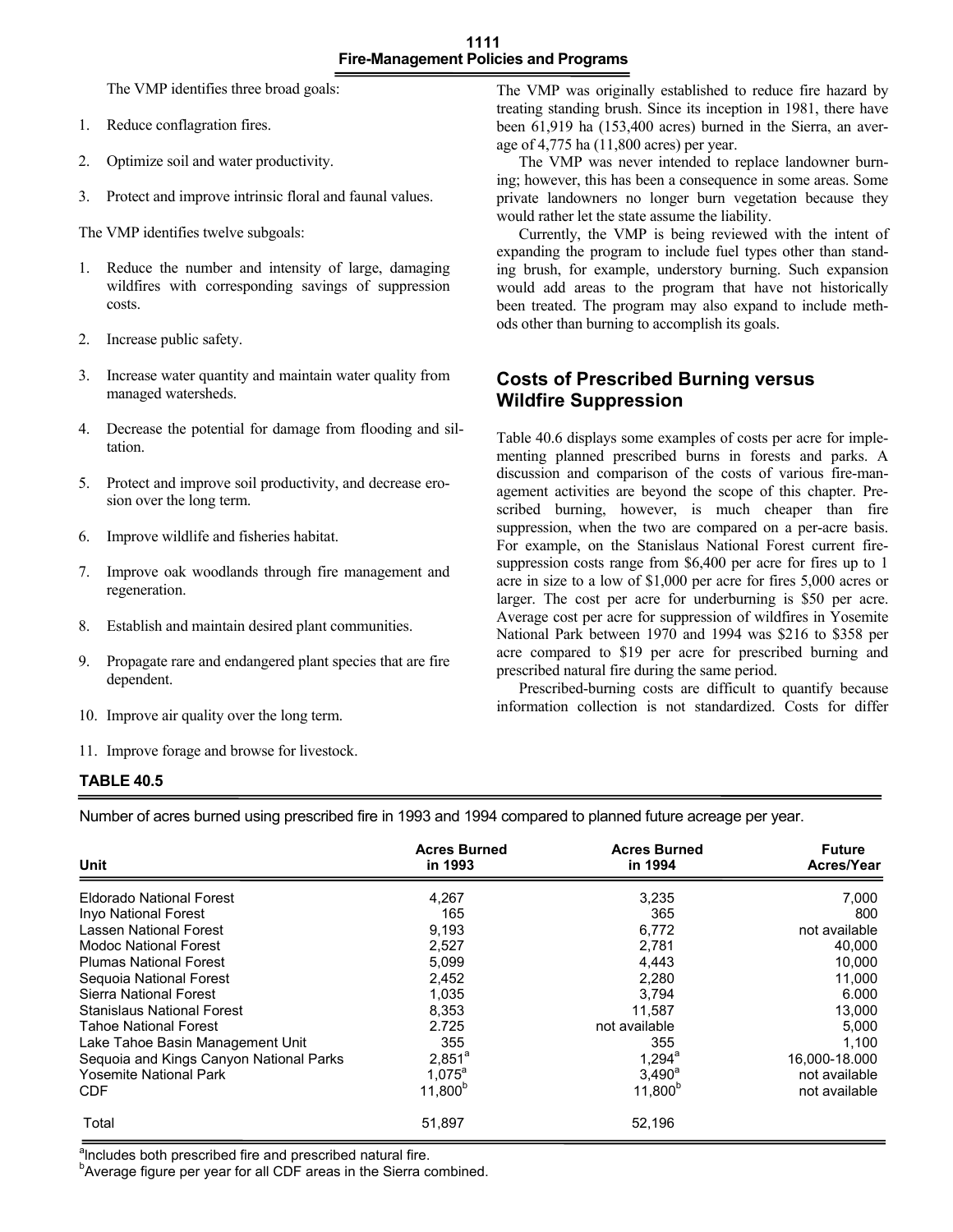The VMP identifies three broad goals:

1. Reduce conflagration fires.
2. Optimize soil and water productivity.
3. Protect and improve intrinsic floral and faunal values.

The VMP identifies twelve subgoals:

1. Reduce the number and intensity of large, damaging wildfires with corresponding savings of suppression costs.
2. Increase public safety.
3. Increase water quantity and maintain water quality from managed watersheds.
4. Decrease the potential for damage from flooding and siltation.
5. Protect and improve soil productivity, and decrease erosion over the long term.
6. Improve wildlife and fisheries habitat.
7. Improve oak woodlands through fire management and regeneration.
8. Establish and maintain desired plant communities.
9. Propagate rare and endangered plant species that are fire dependent.
10. Improve air quality over the long term.
11. Improve forage and browse for livestock.

The VMP was originally established to reduce fire hazard by treating standing brush. Since its inception in 1981, there have been 61,919 ha (153,400 acres) burned in the Sierra, an average of 4,775 ha (11,800 acres) per year.

The VMP was never intended to replace landowner burning; however, this has been a consequence in some areas. Some private landowners no longer burn vegetation because they would rather let the state assume the liability.

Currently, the VMP is being reviewed with the intent of expanding the program to include fuel types other than standing brush, for example, understory burning. Such expansion would add areas to the program that have not historically been treated. The program may also expand to include methods other than burning to accomplish its goals.

## Costs of Prescribed Burning versus Wildfire Suppression

Table 40.6 displays some examples of costs per acre for implementing planned prescribed burns in forests and parks. A discussion and comparison of the costs of various fire-management activities are beyond the scope of this chapter. Prescribed burning, however, is much cheaper than fire suppression, when the two are compared on a per-acre basis. For example, on the Stanislaus National Forest current fire-suppression costs range from $6,400 per acre for fires up to 1 acre in size to a low of $1,000 per acre for fires 5,000 acres or larger. The cost per acre for underburning is $50 per acre. Average cost per acre for suppression of wildfires in Yosemite National Park between 1970 and 1994 was $216 to $358 per acre compared to $19 per acre for prescribed burning and prescribed natural fire during the same period.

Prescribed-burning costs are difficult to quantify because information collection is not standardized. Costs for differ

**TABLE 40.5**

Number of acres burned using prescribed fire in 1993 and 1994 compared to planned future acreage per year.

| Unit | Acres Burned in 1993 | Acres Burned in 1994 | Future Acres/Year |
|---|---|---|---|
| Eldorado National Forest | 4,267 | 3,235 | 7,000 |
| Inyo National Forest | 165 | 365 | 800 |
| Lassen National Forest | 9,193 | 6,772 | not available |
| Modoc National Forest | 2,527 | 2,781 | 40,000 |
| Plumas National Forest | 5,099 | 4,443 | 10,000 |
| Sequoia National Forest | 2,452 | 2,280 | 11,000 |
| Sierra National Forest | 1,035 | 3,794 | 6.000 |
| Stanislaus National Forest | 8,353 | 11,587 | 13,000 |
| Tahoe National Forest | 2.725 | not available | 5,000 |
| Lake Tahoe Basin Management Unit | 355 | 355 | 1,100 |
| Sequoia and Kings Canyon National Parks | 2,851[a] | 1,294[a] | 16,000-18.000 |
| Yosemite National Park | 1,075[a] | 3,490[a] | not available |
| CDF | 11,800[b] | 11,800[b] | not available |
| Total | 51,897 | 52,196 | |

[a]Includes both prescribed fire and prescribed natural fire.
[b]Average figure per year for all CDF areas in the Sierra combined.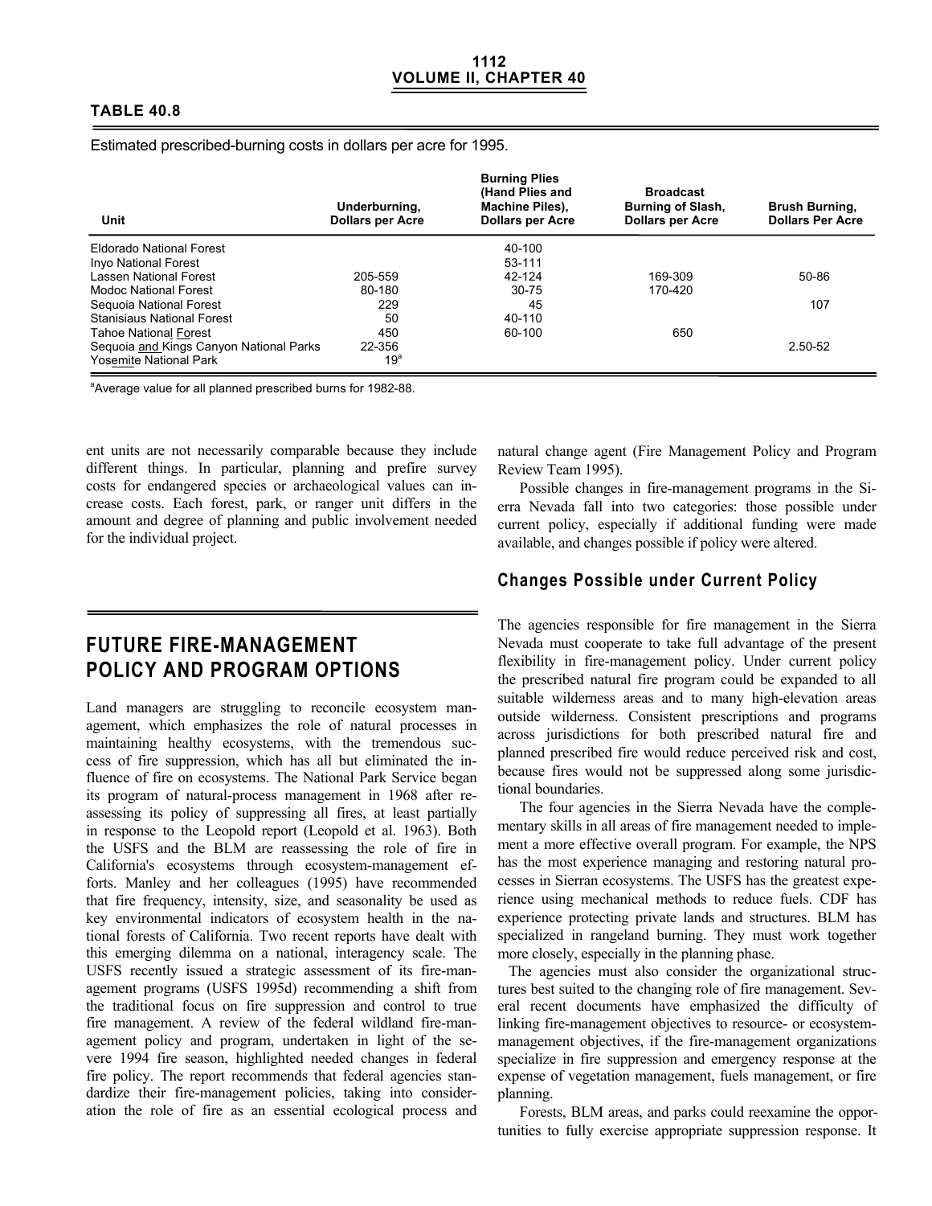**TABLE 40.8**

Estimated prescribed-burning costs in dollars per acre for 1995.

| Unit | Underburning, Dollars per Acre | Burning Plies (Hand Plies and Machine Piles), Dollars per Acre | Broadcast Burning of Slash, Dollars per Acre | Brush Burning, Dollars Per Acre |
|---|---|---|---|---|
| Eldorado National Forest | | 40-100 | | |
| Inyo National Forest | | 53-111 | | |
| Lassen National Forest | 205-559 | 42-124 | 169-309 | 50-86 |
| Modoc National Forest | 80-180 | 30-75 | 170-420 | |
| Sequoia National Forest | 229 | 45 | | 107 |
| Stanisiaus National Forest | 50 | 40-110 | | |
| Tahoe National Forest | 450 | 60-100 | 650 | |
| Sequoia and Kings Canyon National Parks | 22-356 | | | 2.50-52 |
| Yosemite National Park | 19[a] | | | |

[a]Average value for all planned prescribed burns for 1982-88.

ent units are not necessarily comparable because they include different things. In particular, planning and prefire survey costs for endangered species or archaeological values can increase costs. Each forest, park, or ranger unit differs in the amount and degree of planning and public involvement needed for the individual project.

# FUTURE FIRE-MANAGEMENT POLICY AND PROGRAM OPTIONS

Land managers are struggling to reconcile ecosystem management, which emphasizes the role of natural processes in maintaining healthy ecosystems, with the tremendous success of fire suppression, which has all but eliminated the influence of fire on ecosystems. The National Park Service began its program of natural-process management in 1968 after reassessing its policy of suppressing all fires, at least partially in response to the Leopold report (Leopold et al. 1963). Both the USFS and the BLM are reassessing the role of fire in California's ecosystems through ecosystem-management efforts. Manley and her colleagues (1995) have recommended that fire frequency, intensity, size, and seasonality be used as key environmental indicators of ecosystem health in the national forests of California. Two recent reports have dealt with this emerging dilemma on a national, interagency scale. The USFS recently issued a strategic assessment of its fire-management programs (USFS 1995d) recommending a shift from the traditional focus on fire suppression and control to true fire management. A review of the federal wildland fire-management policy and program, undertaken in light of the severe 1994 fire season, highlighted needed changes in federal fire policy. The report recommends that federal agencies standardize their fire-management policies, taking into consideration the role of fire as an essential ecological process and natural change agent (Fire Management Policy and Program Review Team 1995).

Possible changes in fire-management programs in the Sierra Nevada fall into two categories: those possible under current policy, especially if additional funding were made available, and changes possible if policy were altered.

## Changes Possible under Current Policy

The agencies responsible for fire management in the Sierra Nevada must cooperate to take full advantage of the present flexibility in fire-management policy. Under current policy the prescribed natural fire program could be expanded to all suitable wilderness areas and to many high-elevation areas outside wilderness. Consistent prescriptions and programs across jurisdictions for both prescribed natural fire and planned prescribed fire would reduce perceived risk and cost, because fires would not be suppressed along some jurisdictional boundaries.

The four agencies in the Sierra Nevada have the complementary skills in all areas of fire management needed to implement a more effective overall program. For example, the NPS has the most experience managing and restoring natural processes in Sierran ecosystems. The USFS has the greatest experience using mechanical methods to reduce fuels. CDF has experience protecting private lands and structures. BLM has specialized in rangeland burning. They must work together more closely, especially in the planning phase.

The agencies must also consider the organizational structures best suited to the changing role of fire management. Several recent documents have emphasized the difficulty of linking fire-management objectives to resource- or ecosystem-management objectives, if the fire-management organizations specialize in fire suppression and emergency response at the expense of vegetation management, fuels management, or fire planning.

Forests, BLM areas, and parks could reexamine the opportunities to fully exercise appropriate suppression response. It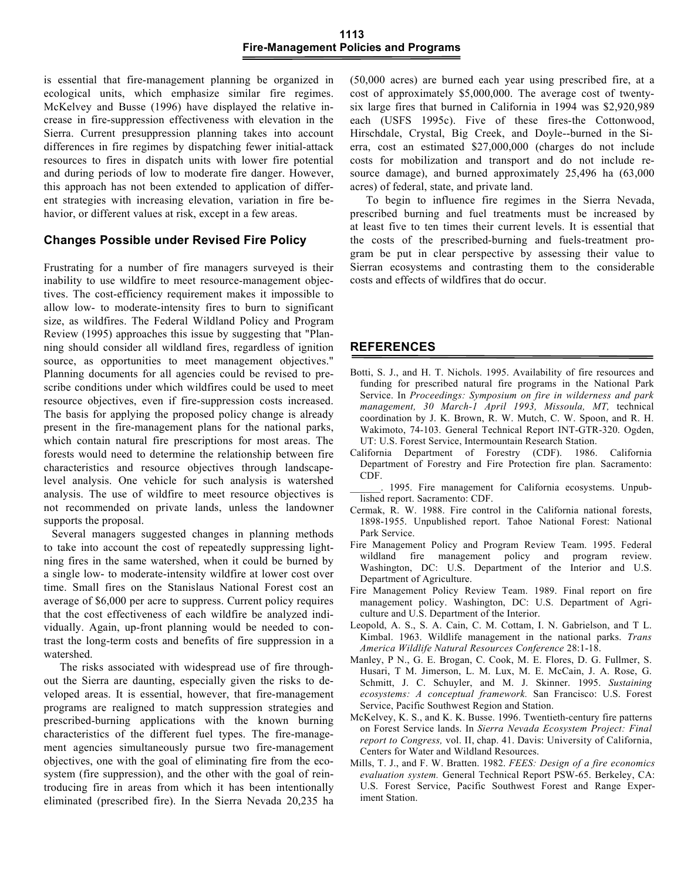is essential that fire-management planning be organized in ecological units, which emphasize similar fire regimes. McKelvey and Busse (1996) have displayed the relative increase in fire-suppression effectiveness with elevation in the Sierra. Current presuppression planning takes into account differences in fire regimes by dispatching fewer initial-attack resources to fires in dispatch units with lower fire potential and during periods of low to moderate fire danger. However, this approach has not been extended to application of different strategies with increasing elevation, variation in fire behavior, or different values at risk, except in a few areas.

## Changes Possible under Revised Fire Policy

Frustrating for a number of fire managers surveyed is their inability to use wildfire to meet resource-management objectives. The cost-efficiency requirement makes it impossible to allow low- to moderate-intensity fires to burn to significant size, as wildfires. The Federal Wildland Policy and Program Review (1995) approaches this issue by suggesting that "Planning should consider all wildland fires, regardless of ignition source, as opportunities to meet management objectives." Planning documents for all agencies could be revised to prescribe conditions under which wildfires could be used to meet resource objectives, even if fire-suppression costs increased. The basis for applying the proposed policy change is already present in the fire-management plans for the national parks, which contain natural fire prescriptions for most areas. The forests would need to determine the relationship between fire characteristics and resource objectives through landscape-level analysis. One vehicle for such analysis is watershed analysis. The use of wildfire to meet resource objectives is not recommended on private lands, unless the landowner supports the proposal.

Several managers suggested changes in planning methods to take into account the cost of repeatedly suppressing lightning fires in the same watershed, when it could be burned by a single low- to moderate-intensity wildfire at lower cost over time. Small fires on the Stanislaus National Forest cost an average of $6,000 per acre to suppress. Current policy requires that the cost effectiveness of each wildfire be analyzed individually. Again, up-front planning would be needed to contrast the long-term costs and benefits of fire suppression in a watershed.

The risks associated with widespread use of fire throughout the Sierra are daunting, especially given the risks to developed areas. It is essential, however, that fire-management programs are realigned to match suppression strategies and prescribed-burning applications with the known burning characteristics of the different fuel types. The fire-management agencies simultaneously pursue two fire-management objectives, one with the goal of eliminating fire from the ecosystem (fire suppression), and the other with the goal of reintroducing fire in areas from which it has been intentionally eliminated (prescribed fire). In the Sierra Nevada 20,235 ha (50,000 acres) are burned each year using prescribed fire, at a cost of approximately $5,000,000. The average cost of twenty-six large fires that burned in California in 1994 was $2,920,989 each (USFS 1995c). Five of these fires--the Cottonwood, Hirschdale, Crystal, Big Creek, and Doyle--burned in the Sierra, cost an estimated $27,000,000 (charges do not include costs for mobilization and transport and do not include resource damage), and burned approximately 25,496 ha (63,000 acres) of federal, state, and private land.

To begin to influence fire regimes in the Sierra Nevada, prescribed burning and fuel treatments must be increased by at least five to ten times their current levels. It is essential that the costs of the prescribed-burning and fuels-treatment program be put in clear perspective by assessing their value to Sierran ecosystems and contrasting them to the considerable costs and effects of wildfires that do occur.

## REFERENCES

Botti, S. J., and H. T. Nichols. 1995. Availability of fire resources and funding for prescribed natural fire programs in the National Park Service. In *Proceedings: Symposium on fire in wilderness and park management, 30 March-1 April 1993, Missoula, MT,* technical coordination by J. K. Brown, R. W. Mutch, C. W. Spoon, and R. H. Wakimoto, 74-103. General Technical Report INT-GTR-320. Ogden, UT: U.S. Forest Service, Intermountain Research Station.

California Department of Forestry (CDF). 1986. California Department of Forestry and Fire Protection fire plan. Sacramento: CDF.

______. 1995. Fire management for California ecosystems. Unpublished report. Sacramento: CDF.

Cermak, R. W. 1988. Fire control in the California national forests, 1898-1955. Unpublished report. Tahoe National Forest: National Park Service.

Fire Management Policy and Program Review Team. 1995. Federal wildland fire management policy and program review. Washington, DC: U.S. Department of the Interior and U.S. Department of Agriculture.

Fire Management Policy Review Team. 1989. Final report on fire management policy. Washington, DC: U.S. Department of Agriculture and U.S. Department of the Interior.

Leopold, A. S., S. A. Cain, C. M. Cottam, I. N. Gabrielson, and T L. Kimbal. 1963. Wildlife management in the national parks. *Trans America Wildlife Natural Resources Conference* 28:1-18.

Manley, P N., G. E. Brogan, C. Cook, M. E. Flores, D. G. Fullmer, S. Husari, T M. Jimerson, L. M. Lux, M. E. McCain, J. A. Rose, G. Schmitt, J. C. Schuyler, and M. J. Skinner. 1995. *Sustaining ecosystems: A conceptual framework.* San Francisco: U.S. Forest Service, Pacific Southwest Region and Station.

McKelvey, K. S., and K. K. Busse. 1996. Twentieth-century fire patterns on Forest Service lands. In *Sierra Nevada Ecosystem Project: Final report to Congress,* vol. II, chap. 41. Davis: University of California, Centers for Water and Wildland Resources.

Mills, T. J., and F. W. Bratten. 1982. *FEES: Design of a fire economics evaluation system.* General Technical Report PSW-65. Berkeley, CA: U.S. Forest Service, Pacific Southwest Forest and Range Experiment Station.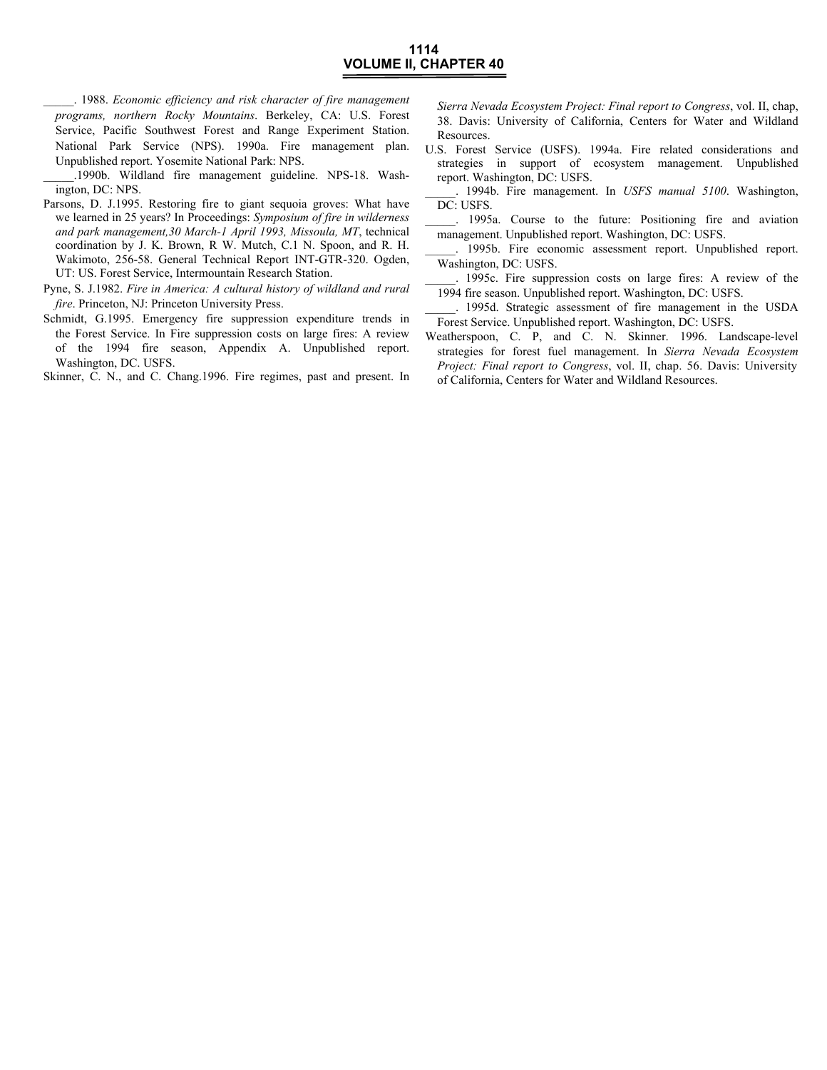_____. 1988. *Economic efficiency and risk character of fire management programs, northern Rocky Mountains*. Berkeley, CA: U.S. Forest Service, Pacific Southwest Forest and Range Experiment Station.

National Park Service (NPS). 1990a. Fire management plan. Unpublished report. Yosemite National Park: NPS.

_____.1990b. Wildland fire management guideline. NPS-18. Washington, DC: NPS.

Parsons, D. J.1995. Restoring fire to giant sequoia groves: What have we learned in 25 years? In Proceedings: *Symposium of fire in wilderness and park management,30 March-1 April 1993, Missoula, MT*, technical coordination by J. K. Brown, R W. Mutch, C.1 N. Spoon, and R. H. Wakimoto, 256-58. General Technical Report INT-GTR-320. Ogden, UT: US. Forest Service, Intermountain Research Station.

Pyne, S. J.1982. *Fire in America: A cultural history of wildland and rural fire*. Princeton, NJ: Princeton University Press.

Schmidt, G.1995. Emergency fire suppression expenditure trends in the Forest Service. In Fire suppression costs on large fires: A review of the 1994 fire season, Appendix A. Unpublished report. Washington, DC. USFS.

Skinner, C. N., and C. Chang.1996. Fire regimes, past and present. In *Sierra Nevada Ecosystem Project: Final report to Congress*, vol. II, chap, 38. Davis: University of California, Centers for Water and Wildland Resources.

U.S. Forest Service (USFS). 1994a. Fire related considerations and strategies in support of ecosystem management. Unpublished report. Washington, DC: USFS.

_____. 1994b. Fire management. In *USFS manual 5100*. Washington, DC: USFS.

_____. 1995a. Course to the future: Positioning fire and aviation management. Unpublished report. Washington, DC: USFS.

_____. 1995b. Fire economic assessment report. Unpublished report. Washington, DC: USFS.

_____. 1995c. Fire suppression costs on large fires: A review of the 1994 fire season. Unpublished report. Washington, DC: USFS.

_____. 1995d. Strategic assessment of fire management in the USDA Forest Service. Unpublished report. Washington, DC: USFS.

Weatherspoon, C. P, and C. N. Skinner. 1996. Landscape-level strategies for forest fuel management. In *Sierra Nevada Ecosystem Project: Final report to Congress*, vol. II, chap. 56. Davis: University of California, Centers for Water and Wildland Resources.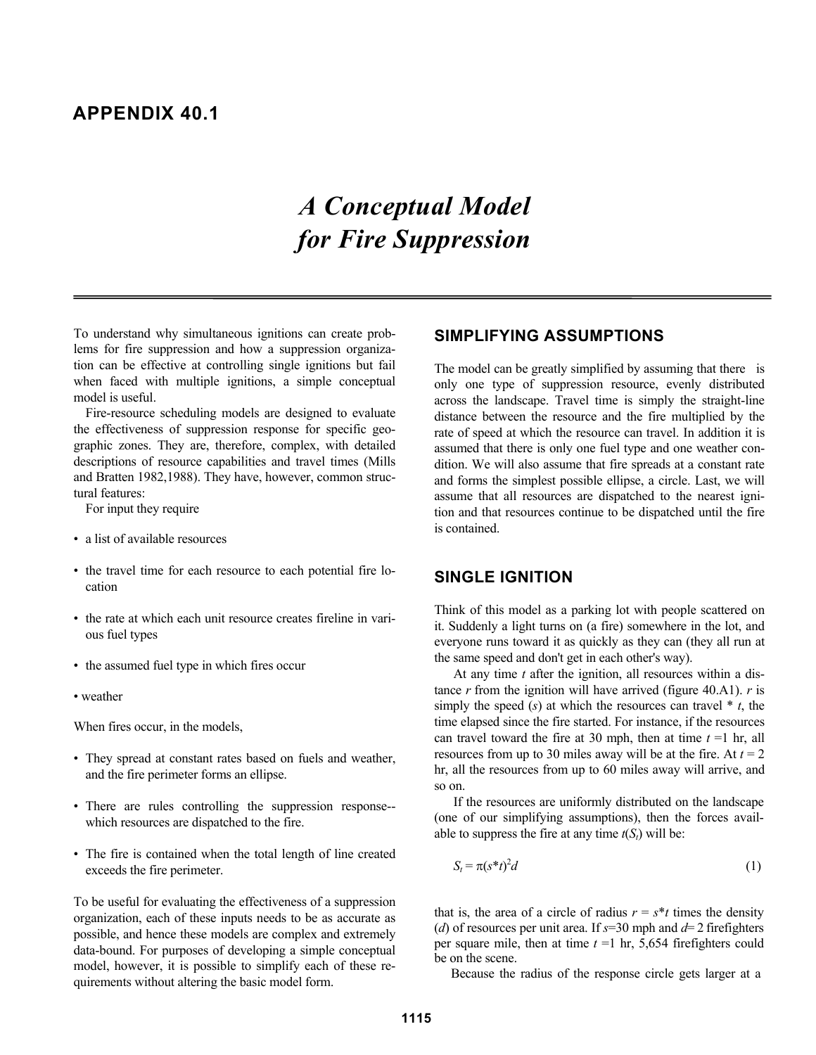# APPENDIX 40.1

# *A Conceptual Model for Fire Suppression*

To understand why simultaneous ignitions can create problems for fire suppression and how a suppression organization can be effective at controlling single ignitions but fail when faced with multiple ignitions, a simple conceptual model is useful.

Fire-resource scheduling models are designed to evaluate the effectiveness of suppression response for specific geographic zones. They are, therefore, complex, with detailed descriptions of resource capabilities and travel times (Mills and Bratten 1982,1988). They have, however, common structural features:

For input they require

- a list of available resources
- the travel time for each resource to each potential fire location
- the rate at which each unit resource creates fireline in various fuel types
- the assumed fuel type in which fires occur
- weather

When fires occur, in the models,

- They spread at constant rates based on fuels and weather, and the fire perimeter forms an ellipse.
- There are rules controlling the suppression response--which resources are dispatched to the fire.
- The fire is contained when the total length of line created exceeds the fire perimeter.

To be useful for evaluating the effectiveness of a suppression organization, each of these inputs needs to be as accurate as possible, and hence these models are complex and extremely data-bound. For purposes of developing a simple conceptual model, however, it is possible to simplify each of these requirements without altering the basic model form.

## SIMPLIFYING ASSUMPTIONS

The model can be greatly simplified by assuming that there is only one type of suppression resource, evenly distributed across the landscape. Travel time is simply the straight-line distance between the resource and the fire multiplied by the rate of speed at which the resource can travel. In addition it is assumed that there is only one fuel type and one weather condition. We will also assume that fire spreads at a constant rate and forms the simplest possible ellipse, a circle. Last, we will assume that all resources are dispatched to the nearest ignition and that resources continue to be dispatched until the fire is contained.

## SINGLE IGNITION

Think of this model as a parking lot with people scattered on it. Suddenly a light turns on (a fire) somewhere in the lot, and everyone runs toward it as quickly as they can (they all run at the same speed and don't get in each other's way).

At any time $t$ after the ignition, all resources within a distance $r$ from the ignition will have arrived (figure 40.A1). $r$ is simply the speed ($s$) at which the resources can travel * $t$, the time elapsed since the fire started. For instance, if the resources can travel toward the fire at 30 mph, then at time $t$ =1 hr, all resources from up to 30 miles away will be at the fire. At $t$ = 2 hr, all the resources from up to 60 miles away will arrive, and so on.

If the resources are uniformly distributed on the landscape (one of our simplifying assumptions), then the forces available to suppress the fire at any time $t(S_t)$ will be:

$$S_t = \pi(s*t)^2 d \tag{1}$$

that is, the area of a circle of radius $r = s*t$ times the density ($d$) of resources per unit area. If $s$=30 mph and $d$= 2 firefighters per square mile, then at time $t$ =1 hr, 5,654 firefighters could be on the scene.

Because the radius of the response circle gets larger at a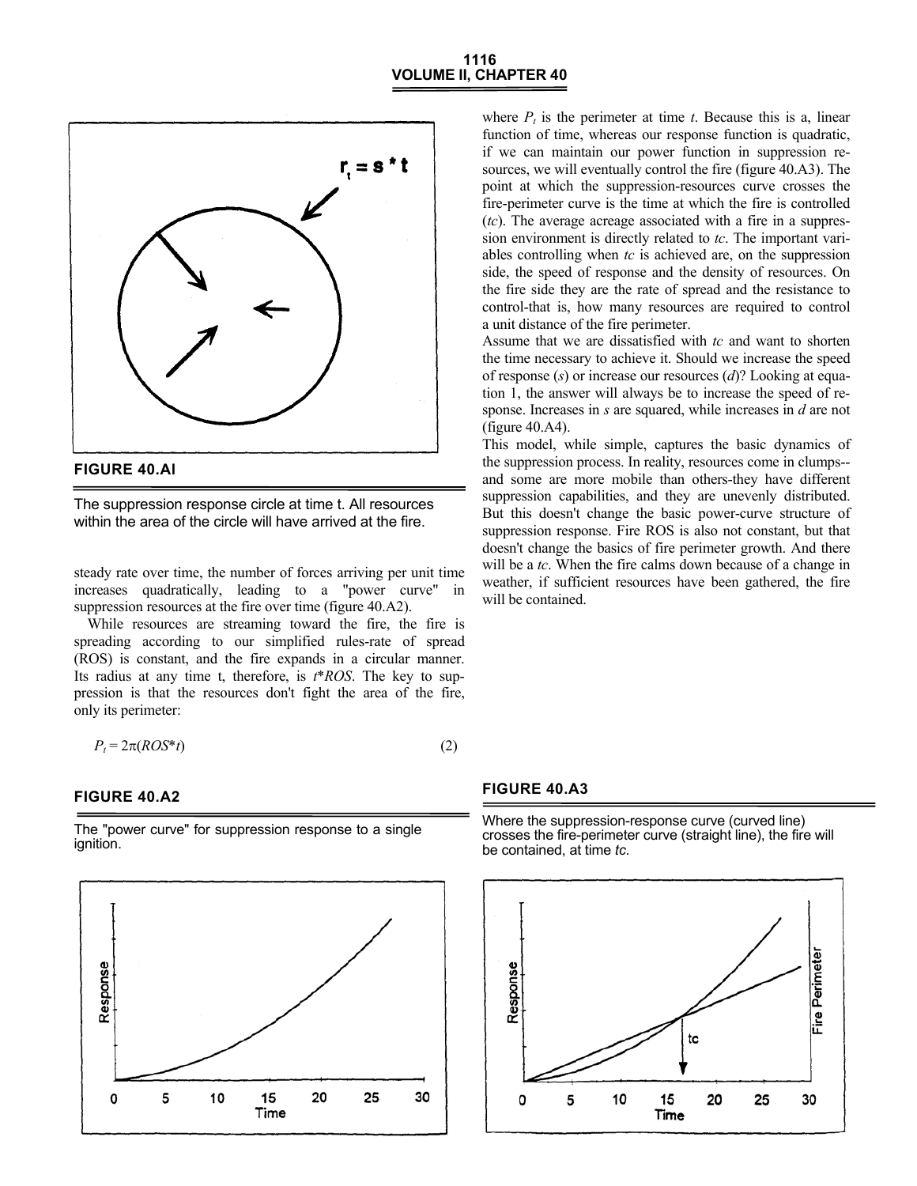**FIGURE 40.AI**

The suppression response circle at time t. All resources within the area of the circle will have arrived at the fire.

steady rate over time, the number of forces arriving per unit time increases quadratically, leading to a "power curve" in suppression resources at the fire over time (figure 40.A2).

While resources are streaming toward the fire, the fire is spreading according to our simplified rules-rate of spread (ROS) is constant, and the fire expands in a circular manner. Its radius at any time t, therefore, is $t*ROS$. The key to suppression is that the resources don't fight the area of the fire, only its perimeter:

$$P_t = 2\pi(ROS*t) \tag{2}$$

**FIGURE 40.A2**

The "power curve" for suppression response to a single ignition.

where $P_t$ is the perimeter at time $t$. Because this is a, linear function of time, whereas our response function is quadratic, if we can maintain our power function in suppression resources, we will eventually control the fire (figure 40.A3). The point at which the suppression-resources curve crosses the fire-perimeter curve is the time at which the fire is controlled (*tc*). The average acreage associated with a fire in a suppression environment is directly related to *tc*. The important variables controlling when *tc* is achieved are, on the suppression side, the speed of response and the density of resources. On the fire side they are the rate of spread and the resistance to control-that is, how many resources are required to control a unit distance of the fire perimeter.

Assume that we are dissatisfied with *tc* and want to shorten the time necessary to achieve it. Should we increase the speed of response ($s$) or increase our resources ($d$)? Looking at equation 1, the answer will always be to increase the speed of response. Increases in $s$ are squared, while increases in $d$ are not (figure 40.A4).

This model, while simple, captures the basic dynamics of the suppression process. In reality, resources come in clumps--and some are more mobile than others-they have different suppression capabilities, and they are unevenly distributed. But this doesn't change the basic power-curve structure of suppression response. Fire ROS is also not constant, but that doesn't change the basics of fire perimeter growth. And there will be a *tc*. When the fire calms down because of a change in weather, if sufficient resources have been gathered, the fire will be contained.

**FIGURE 40.A3**

Where the suppression-response curve (curved line) crosses the fire-perimeter curve (straight line), the fire will be contained, at time *tc*.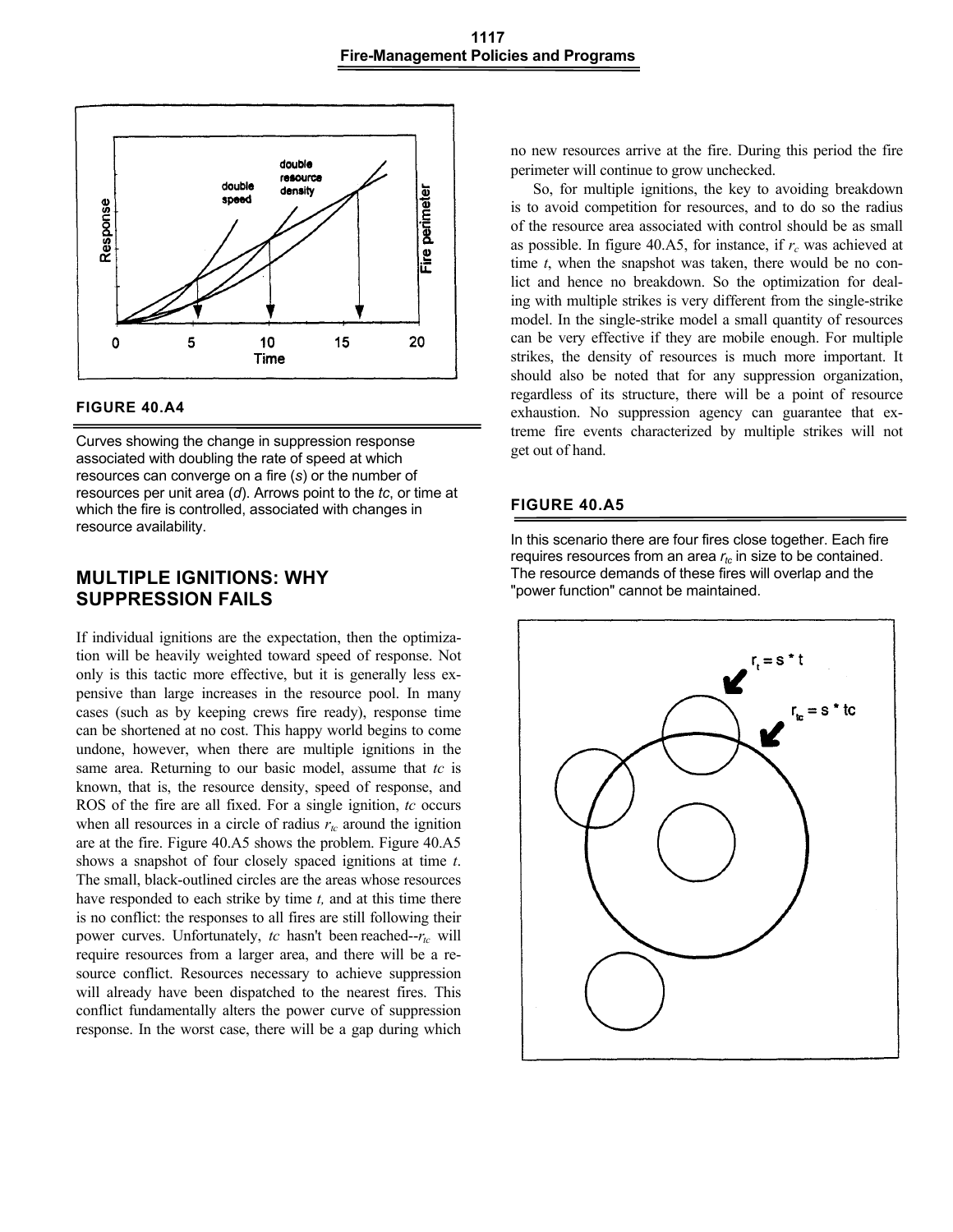Response

Fire perimeter

double speed

double resource density

0 5 10 15 20

Time

#### FIGURE 40.A4

Curves showing the change in suppression response associated with doubling the rate of speed at which resources can converge on a fire (*s*) or the number of resources per unit area (*d*). Arrows point to the *tc*, or time at which the fire is controlled, associated with changes in resource availability.

## MULTIPLE IGNITIONS: WHY SUPPRESSION FAILS

If individual ignitions are the expectation, then the optimization will be heavily weighted toward speed of response. Not only is this tactic more effective, but it is generally less expensive than large increases in the resource pool. In many cases (such as by keeping crews fire ready), response time can be shortened at no cost. This happy world begins to come undone, however, when there are multiple ignitions in the same area. Returning to our basic model, assume that *tc* is known, that is, the resource density, speed of response, and ROS of the fire are all fixed. For a single ignition, *tc* occurs when all resources in a circle of radius $r_{tc}$ around the ignition are at the fire. Figure 40.A5 shows the problem. Figure 40.A5 shows a snapshot of four closely spaced ignitions at time *t*. The small, black-outlined circles are the areas whose resources have responded to each strike by time *t,* and at this time there is no conflict: the responses to all fires are still following their power curves. Unfortunately, *tc* hasn't been reached--$r_{tc}$ will require resources from a larger area, and there will be a resource conflict. Resources necessary to achieve suppression will already have been dispatched to the nearest fires. This conflict fundamentally alters the power curve of suppression response. In the worst case, there will be a gap during which no new resources arrive at the fire. During this period the fire perimeter will continue to grow unchecked.

So, for multiple ignitions, the key to avoiding breakdown is to avoid competition for resources, and to do so the radius of the resource area associated with control should be as small as possible. In figure 40.A5, for instance, if $r_c$ was achieved at time *t*, when the snapshot was taken, there would be no conflict and hence no breakdown. So the optimization for dealing with multiple strikes is very different from the single-strike model. In the single-strike model a small quantity of resources can be very effective if they are mobile enough. For multiple strikes, the density of resources is much more important. It should also be noted that for any suppression organization, regardless of its structure, there will be a point of resource exhaustion. No suppression agency can guarantee that extreme fire events characterized by multiple strikes will not get out of hand.

#### FIGURE 40.A5

In this scenario there are four fires close together. Each fire requires resources from an area $r_{tc}$ in size to be contained. The resource demands of these fires will overlap and the "power function" cannot be maintained.

$r_t = s * t$

$r_{tc} = s * tc$